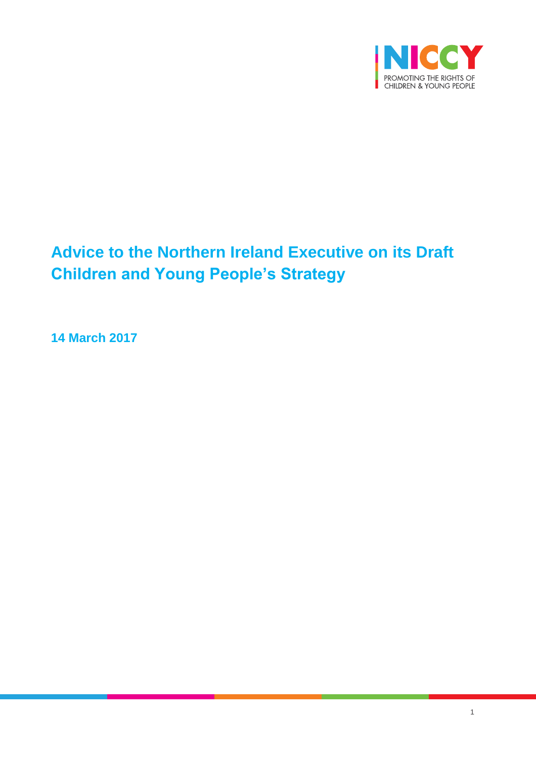# Advice to the Northern Ireland Executive on its Draft Children and Young People's Strategy

**14 March 2017**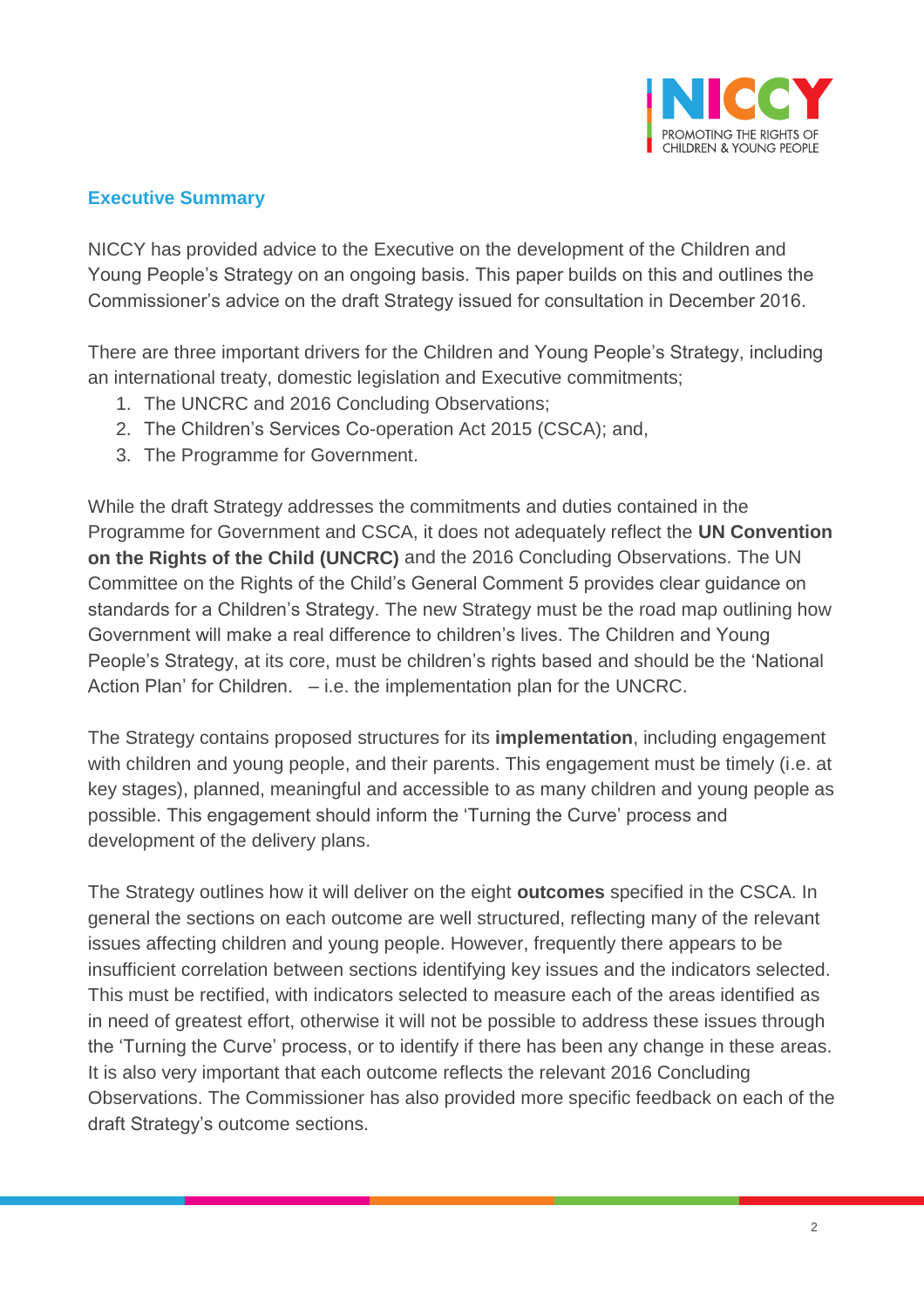## Executive Summary

NICCY has provided advice to the Executive on the development of the Children and Young People's Strategy on an ongoing basis. This paper builds on this and outlines the Commissioner's advice on the draft Strategy issued for consultation in December 2016.

There are three important drivers for the Children and Young People's Strategy, including an international treaty, domestic legislation and Executive commitments;

1. The UNCRC and 2016 Concluding Observations;
2. The Children's Services Co-operation Act 2015 (CSCA); and,
3. The Programme for Government.

While the draft Strategy addresses the commitments and duties contained in the Programme for Government and CSCA, it does not adequately reflect the **UN Convention on the Rights of the Child (UNCRC)** and the 2016 Concluding Observations. The UN Committee on the Rights of the Child's General Comment 5 provides clear guidance on standards for a Children's Strategy. The new Strategy must be the road map outlining how Government will make a real difference to children's lives. The Children and Young People's Strategy, at its core, must be children's rights based and should be the 'National Action Plan' for Children. – i.e. the implementation plan for the UNCRC.

The Strategy contains proposed structures for its **implementation**, including engagement with children and young people, and their parents. This engagement must be timely (i.e. at key stages), planned, meaningful and accessible to as many children and young people as possible. This engagement should inform the 'Turning the Curve' process and development of the delivery plans.

The Strategy outlines how it will deliver on the eight **outcomes** specified in the CSCA. In general the sections on each outcome are well structured, reflecting many of the relevant issues affecting children and young people. However, frequently there appears to be insufficient correlation between sections identifying key issues and the indicators selected. This must be rectified, with indicators selected to measure each of the areas identified as in need of greatest effort, otherwise it will not be possible to address these issues through the 'Turning the Curve' process, or to identify if there has been any change in these areas. It is also very important that each outcome reflects the relevant 2016 Concluding Observations. The Commissioner has also provided more specific feedback on each of the draft Strategy's outcome sections.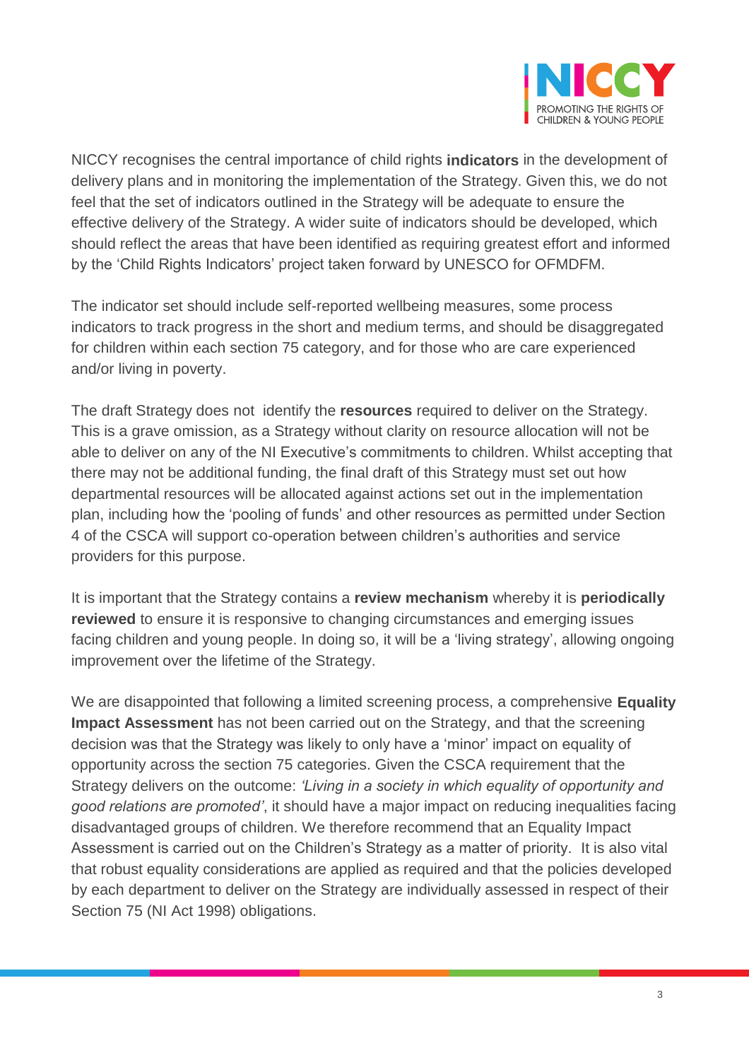NICCY recognises the central importance of child rights **indicators** in the development of delivery plans and in monitoring the implementation of the Strategy. Given this, we do not feel that the set of indicators outlined in the Strategy will be adequate to ensure the effective delivery of the Strategy. A wider suite of indicators should be developed, which should reflect the areas that have been identified as requiring greatest effort and informed by the 'Child Rights Indicators' project taken forward by UNESCO for OFMDFM.

The indicator set should include self-reported wellbeing measures, some process indicators to track progress in the short and medium terms, and should be disaggregated for children within each section 75 category, and for those who are care experienced and/or living in poverty.

The draft Strategy does not identify the **resources** required to deliver on the Strategy. This is a grave omission, as a Strategy without clarity on resource allocation will not be able to deliver on any of the NI Executive's commitments to children. Whilst accepting that there may not be additional funding, the final draft of this Strategy must set out how departmental resources will be allocated against actions set out in the implementation plan, including how the 'pooling of funds' and other resources as permitted under Section 4 of the CSCA will support co-operation between children's authorities and service providers for this purpose.

It is important that the Strategy contains a **review mechanism** whereby it is **periodically reviewed** to ensure it is responsive to changing circumstances and emerging issues facing children and young people. In doing so, it will be a 'living strategy', allowing ongoing improvement over the lifetime of the Strategy.

We are disappointed that following a limited screening process, a comprehensive **Equality Impact Assessment** has not been carried out on the Strategy, and that the screening decision was that the Strategy was likely to only have a 'minor' impact on equality of opportunity across the section 75 categories. Given the CSCA requirement that the Strategy delivers on the outcome: *'Living in a society in which equality of opportunity and good relations are promoted'*, it should have a major impact on reducing inequalities facing disadvantaged groups of children. We therefore recommend that an Equality Impact Assessment is carried out on the Children's Strategy as a matter of priority. It is also vital that robust equality considerations are applied as required and that the policies developed by each department to deliver on the Strategy are individually assessed in respect of their Section 75 (NI Act 1998) obligations.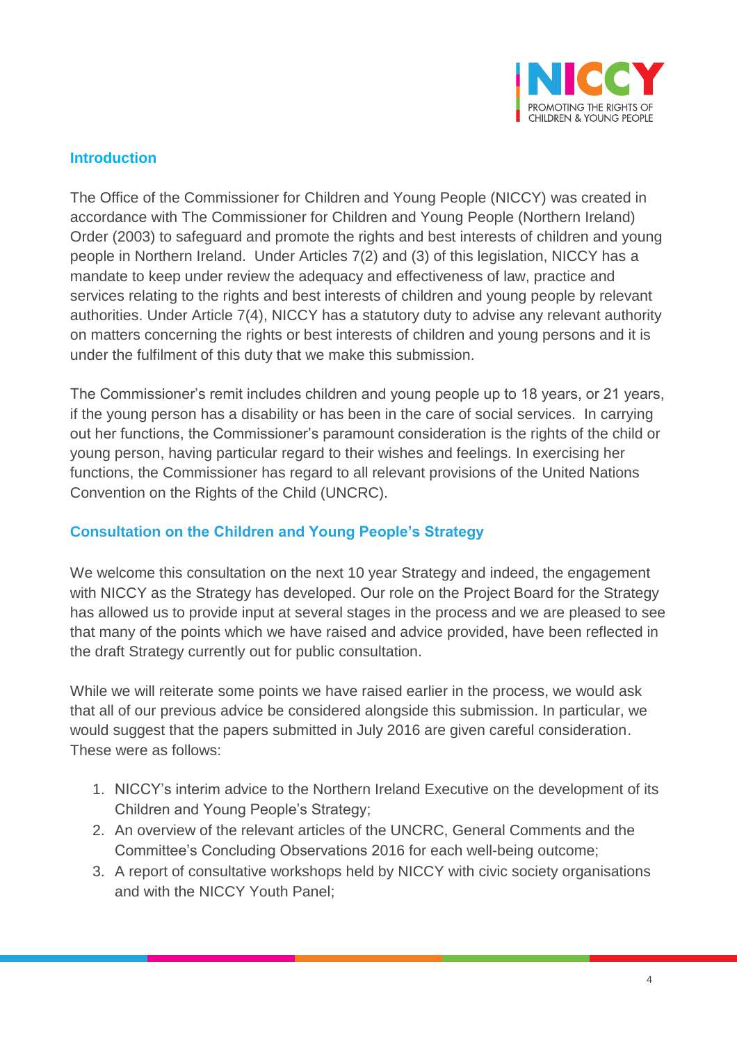## Introduction

The Office of the Commissioner for Children and Young People (NICCY) was created in accordance with The Commissioner for Children and Young People (Northern Ireland) Order (2003) to safeguard and promote the rights and best interests of children and young people in Northern Ireland. Under Articles 7(2) and (3) of this legislation, NICCY has a mandate to keep under review the adequacy and effectiveness of law, practice and services relating to the rights and best interests of children and young people by relevant authorities. Under Article 7(4), NICCY has a statutory duty to advise any relevant authority on matters concerning the rights or best interests of children and young persons and it is under the fulfilment of this duty that we make this submission.

The Commissioner's remit includes children and young people up to 18 years, or 21 years, if the young person has a disability or has been in the care of social services. In carrying out her functions, the Commissioner's paramount consideration is the rights of the child or young person, having particular regard to their wishes and feelings. In exercising her functions, the Commissioner has regard to all relevant provisions of the United Nations Convention on the Rights of the Child (UNCRC).

## Consultation on the Children and Young People's Strategy

We welcome this consultation on the next 10 year Strategy and indeed, the engagement with NICCY as the Strategy has developed. Our role on the Project Board for the Strategy has allowed us to provide input at several stages in the process and we are pleased to see that many of the points which we have raised and advice provided, have been reflected in the draft Strategy currently out for public consultation.

While we will reiterate some points we have raised earlier in the process, we would ask that all of our previous advice be considered alongside this submission. In particular, we would suggest that the papers submitted in July 2016 are given careful consideration. These were as follows:

1. NICCY's interim advice to the Northern Ireland Executive on the development of its Children and Young People's Strategy;
2. An overview of the relevant articles of the UNCRC, General Comments and the Committee's Concluding Observations 2016 for each well-being outcome;
3. A report of consultative workshops held by NICCY with civic society organisations and with the NICCY Youth Panel;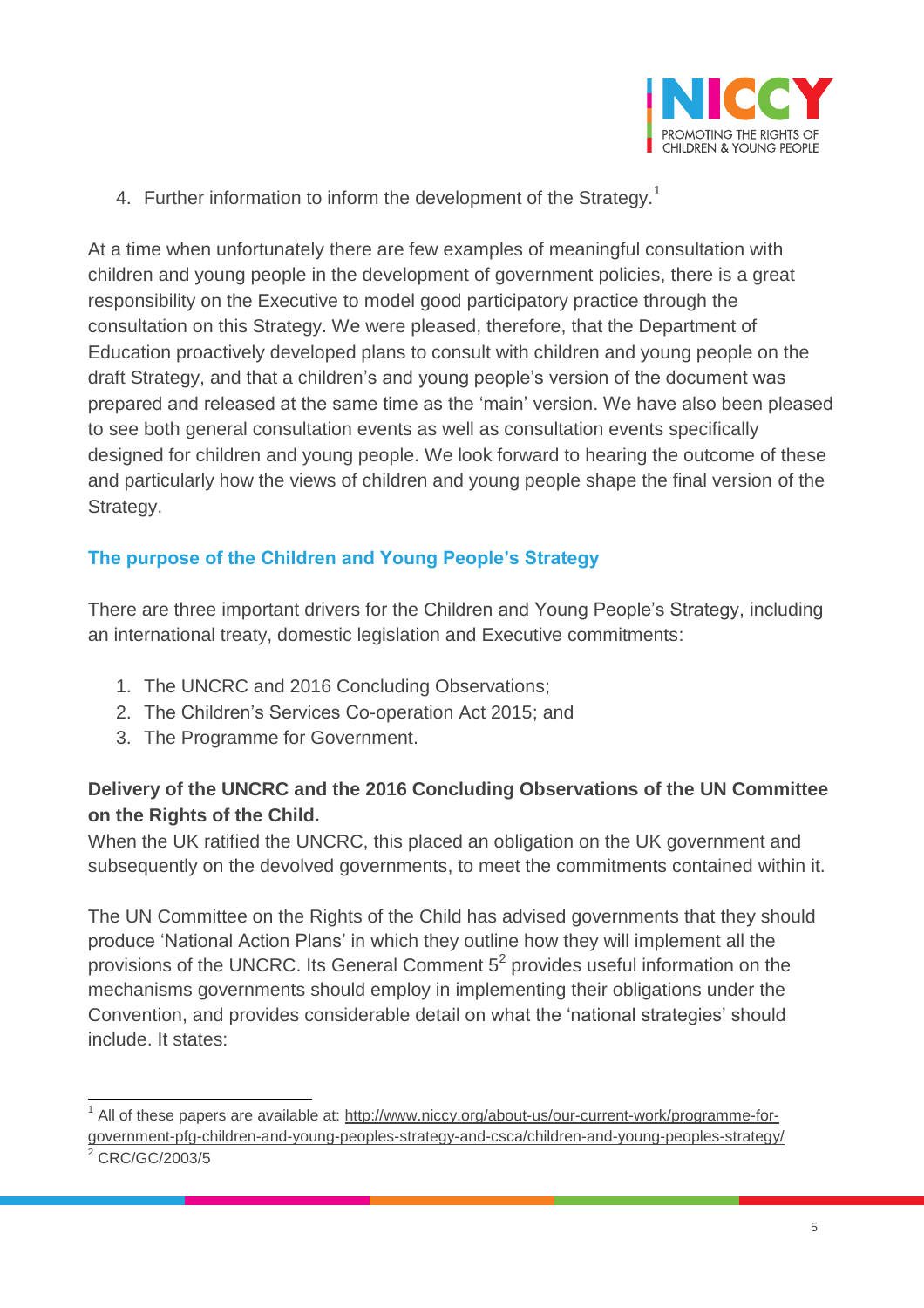4. Further information to inform the development of the Strategy.[1]

At a time when unfortunately there are few examples of meaningful consultation with children and young people in the development of government policies, there is a great responsibility on the Executive to model good participatory practice through the consultation on this Strategy. We were pleased, therefore, that the Department of Education proactively developed plans to consult with children and young people on the draft Strategy, and that a children's and young people's version of the document was prepared and released at the same time as the 'main' version. We have also been pleased to see both general consultation events as well as consultation events specifically designed for children and young people. We look forward to hearing the outcome of these and particularly how the views of children and young people shape the final version of the Strategy.

## The purpose of the Children and Young People's Strategy

There are three important drivers for the Children and Young People's Strategy, including an international treaty, domestic legislation and Executive commitments:

1. The UNCRC and 2016 Concluding Observations;
2. The Children's Services Co-operation Act 2015; and
3. The Programme for Government.

**Delivery of the UNCRC and the 2016 Concluding Observations of the UN Committee on the Rights of the Child.**

When the UK ratified the UNCRC, this placed an obligation on the UK government and subsequently on the devolved governments, to meet the commitments contained within it.

The UN Committee on the Rights of the Child has advised governments that they should produce 'National Action Plans' in which they outline how they will implement all the provisions of the UNCRC. Its General Comment 5[2] provides useful information on the mechanisms governments should employ in implementing their obligations under the Convention, and provides considerable detail on what the 'national strategies' should include. It states:

---

[1] All of these papers are available at: http://www.niccy.org/about-us/our-current-work/programme-for-government-pfg-children-and-young-peoples-strategy-and-csca/children-and-young-peoples-strategy/

[2] CRC/GC/2003/5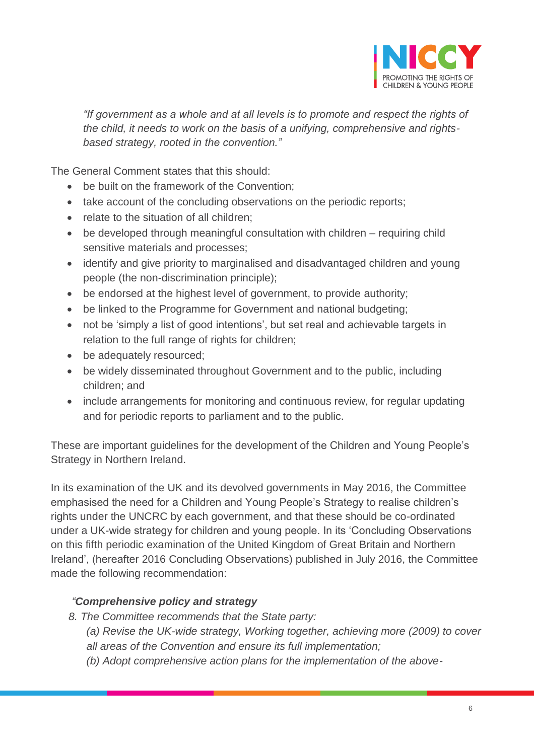*"If government as a whole and at all levels is to promote and respect the rights of the child, it needs to work on the basis of a unifying, comprehensive and rights-based strategy, rooted in the convention."*

The General Comment states that this should:

- be built on the framework of the Convention;
- take account of the concluding observations on the periodic reports;
- relate to the situation of all children;
- be developed through meaningful consultation with children – requiring child sensitive materials and processes;
- identify and give priority to marginalised and disadvantaged children and young people (the non-discrimination principle);
- be endorsed at the highest level of government, to provide authority;
- be linked to the Programme for Government and national budgeting;
- not be 'simply a list of good intentions', but set real and achievable targets in relation to the full range of rights for children;
- be adequately resourced;
- be widely disseminated throughout Government and to the public, including children; and
- include arrangements for monitoring and continuous review, for regular updating and for periodic reports to parliament and to the public.

These are important guidelines for the development of the Children and Young People's Strategy in Northern Ireland.

In its examination of the UK and its devolved governments in May 2016, the Committee emphasised the need for a Children and Young People's Strategy to realise children's rights under the UNCRC by each government, and that these should be co-ordinated under a UK-wide strategy for children and young people. In its 'Concluding Observations on this fifth periodic examination of the United Kingdom of Great Britain and Northern Ireland', (hereafter 2016 Concluding Observations) published in July 2016, the Committee made the following recommendation:

*"**Comprehensive policy and strategy***

*8. The Committee recommends that the State party:*

*(a) Revise the UK-wide strategy, Working together, achieving more (2009) to cover all areas of the Convention and ensure its full implementation;*

*(b) Adopt comprehensive action plans for the implementation of the above-*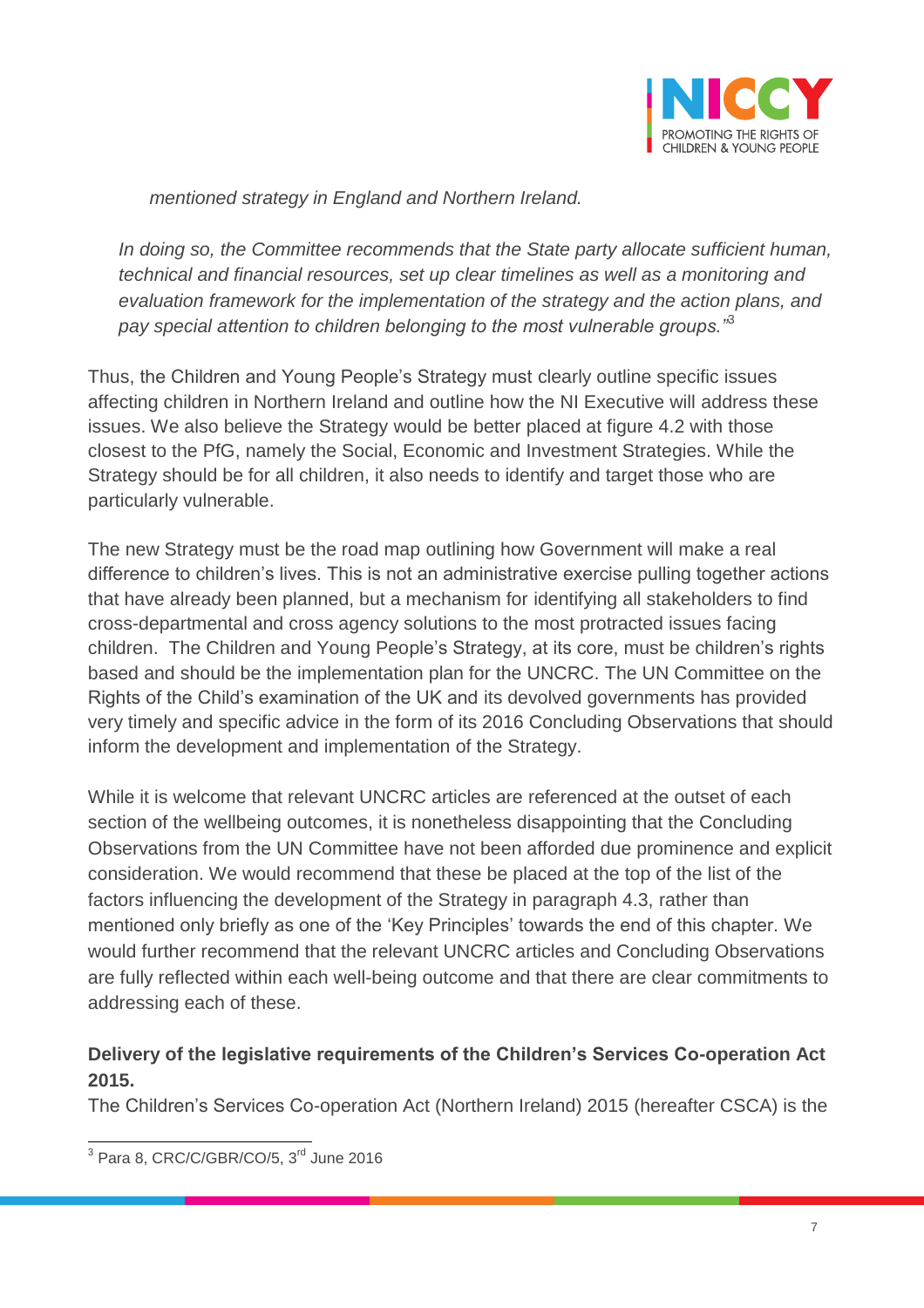*mentioned strategy in England and Northern Ireland.*

*In doing so, the Committee recommends that the State party allocate sufficient human, technical and financial resources, set up clear timelines as well as a monitoring and evaluation framework for the implementation of the strategy and the action plans, and pay special attention to children belonging to the most vulnerable groups."*[3]

Thus, the Children and Young People's Strategy must clearly outline specific issues affecting children in Northern Ireland and outline how the NI Executive will address these issues. We also believe the Strategy would be better placed at figure 4.2 with those closest to the PfG, namely the Social, Economic and Investment Strategies. While the Strategy should be for all children, it also needs to identify and target those who are particularly vulnerable.

The new Strategy must be the road map outlining how Government will make a real difference to children's lives. This is not an administrative exercise pulling together actions that have already been planned, but a mechanism for identifying all stakeholders to find cross-departmental and cross agency solutions to the most protracted issues facing children. The Children and Young People's Strategy, at its core, must be children's rights based and should be the implementation plan for the UNCRC. The UN Committee on the Rights of the Child's examination of the UK and its devolved governments has provided very timely and specific advice in the form of its 2016 Concluding Observations that should inform the development and implementation of the Strategy.

While it is welcome that relevant UNCRC articles are referenced at the outset of each section of the wellbeing outcomes, it is nonetheless disappointing that the Concluding Observations from the UN Committee have not been afforded due prominence and explicit consideration. We would recommend that these be placed at the top of the list of the factors influencing the development of the Strategy in paragraph 4.3, rather than mentioned only briefly as one of the 'Key Principles' towards the end of this chapter. We would further recommend that the relevant UNCRC articles and Concluding Observations are fully reflected within each well-being outcome and that there are clear commitments to addressing each of these.

**Delivery of the legislative requirements of the Children's Services Co-operation Act 2015.**

The Children's Services Co-operation Act (Northern Ireland) 2015 (hereafter CSCA) is the

[3] Para 8, CRC/C/GBR/CO/5, 3rd June 2016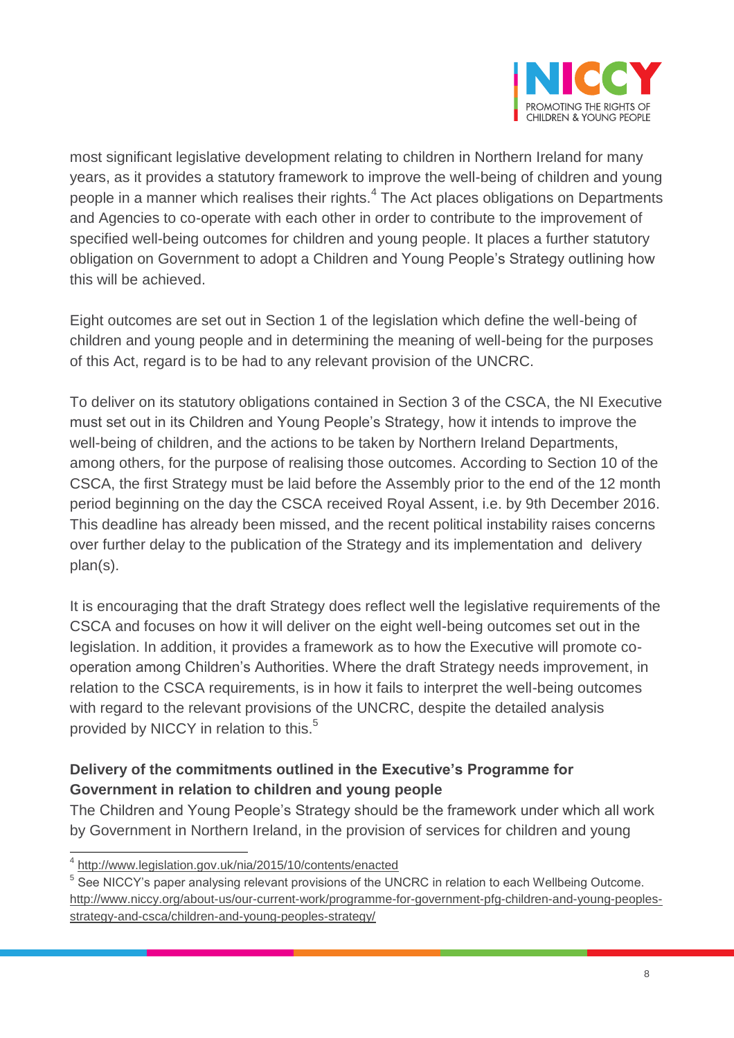most significant legislative development relating to children in Northern Ireland for many years, as it provides a statutory framework to improve the well-being of children and young people in a manner which realises their rights.[4] The Act places obligations on Departments and Agencies to co-operate with each other in order to contribute to the improvement of specified well-being outcomes for children and young people. It places a further statutory obligation on Government to adopt a Children and Young People's Strategy outlining how this will be achieved.

Eight outcomes are set out in Section 1 of the legislation which define the well-being of children and young people and in determining the meaning of well-being for the purposes of this Act, regard is to be had to any relevant provision of the UNCRC.

To deliver on its statutory obligations contained in Section 3 of the CSCA, the NI Executive must set out in its Children and Young People's Strategy, how it intends to improve the well-being of children, and the actions to be taken by Northern Ireland Departments, among others, for the purpose of realising those outcomes. According to Section 10 of the CSCA, the first Strategy must be laid before the Assembly prior to the end of the 12 month period beginning on the day the CSCA received Royal Assent, i.e. by 9th December 2016. This deadline has already been missed, and the recent political instability raises concerns over further delay to the publication of the Strategy and its implementation and delivery plan(s).

It is encouraging that the draft Strategy does reflect well the legislative requirements of the CSCA and focuses on how it will deliver on the eight well-being outcomes set out in the legislation. In addition, it provides a framework as to how the Executive will promote co-operation among Children's Authorities. Where the draft Strategy needs improvement, in relation to the CSCA requirements, is in how it fails to interpret the well-being outcomes with regard to the relevant provisions of the UNCRC, despite the detailed analysis provided by NICCY in relation to this.[5]

**Delivery of the commitments outlined in the Executive's Programme for Government in relation to children and young people**

The Children and Young People's Strategy should be the framework under which all work by Government in Northern Ireland, in the provision of services for children and young

---

[4] http://www.legislation.gov.uk/nia/2015/10/contents/enacted

[5] See NICCY's paper analysing relevant provisions of the UNCRC in relation to each Wellbeing Outcome. http://www.niccy.org/about-us/our-current-work/programme-for-government-pfg-children-and-young-peoples-strategy-and-csca/children-and-young-peoples-strategy/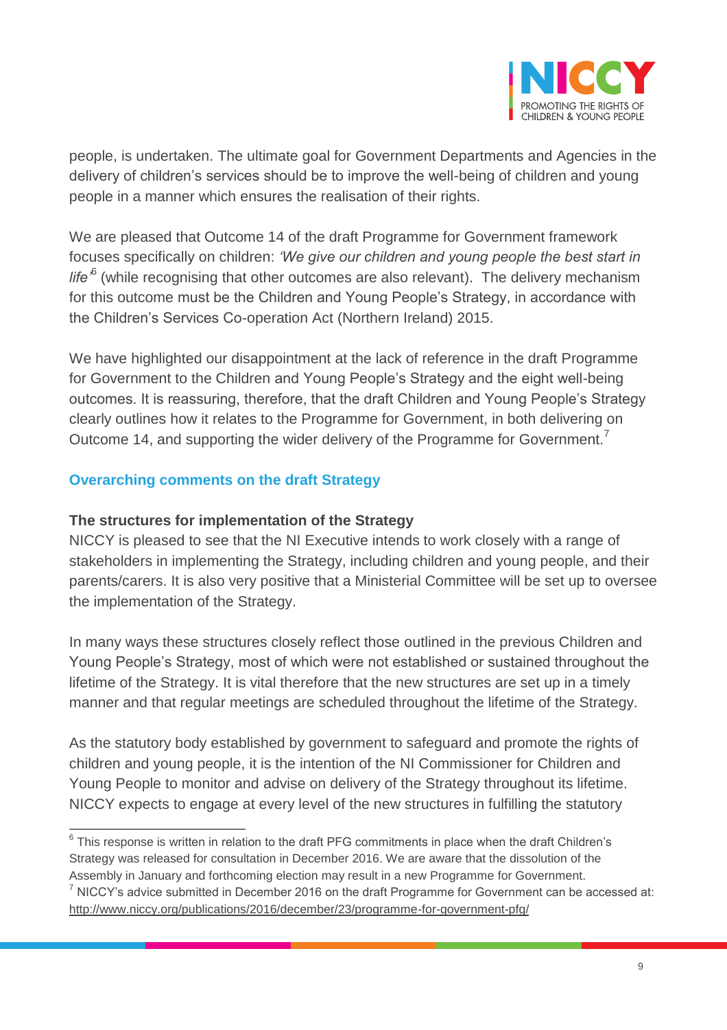people, is undertaken. The ultimate goal for Government Departments and Agencies in the delivery of children's services should be to improve the well-being of children and young people in a manner which ensures the realisation of their rights.

We are pleased that Outcome 14 of the draft Programme for Government framework focuses specifically on children: *'We give our children and young people the best start in life'*[6] (while recognising that other outcomes are also relevant). The delivery mechanism for this outcome must be the Children and Young People's Strategy, in accordance with the Children's Services Co-operation Act (Northern Ireland) 2015.

We have highlighted our disappointment at the lack of reference in the draft Programme for Government to the Children and Young People's Strategy and the eight well-being outcomes. It is reassuring, therefore, that the draft Children and Young People's Strategy clearly outlines how it relates to the Programme for Government, in both delivering on Outcome 14, and supporting the wider delivery of the Programme for Government.[7]

## Overarching comments on the draft Strategy

**The structures for implementation of the Strategy**

NICCY is pleased to see that the NI Executive intends to work closely with a range of stakeholders in implementing the Strategy, including children and young people, and their parents/carers. It is also very positive that a Ministerial Committee will be set up to oversee the implementation of the Strategy.

In many ways these structures closely reflect those outlined in the previous Children and Young People's Strategy, most of which were not established or sustained throughout the lifetime of the Strategy. It is vital therefore that the new structures are set up in a timely manner and that regular meetings are scheduled throughout the lifetime of the Strategy.

As the statutory body established by government to safeguard and promote the rights of children and young people, it is the intention of the NI Commissioner for Children and Young People to monitor and advise on delivery of the Strategy throughout its lifetime. NICCY expects to engage at every level of the new structures in fulfilling the statutory

---

[6] This response is written in relation to the draft PFG commitments in place when the draft Children's Strategy was released for consultation in December 2016. We are aware that the dissolution of the Assembly in January and forthcoming election may result in a new Programme for Government.

[7] NICCY's advice submitted in December 2016 on the draft Programme for Government can be accessed at: http://www.niccy.org/publications/2016/december/23/programme-for-government-pfg/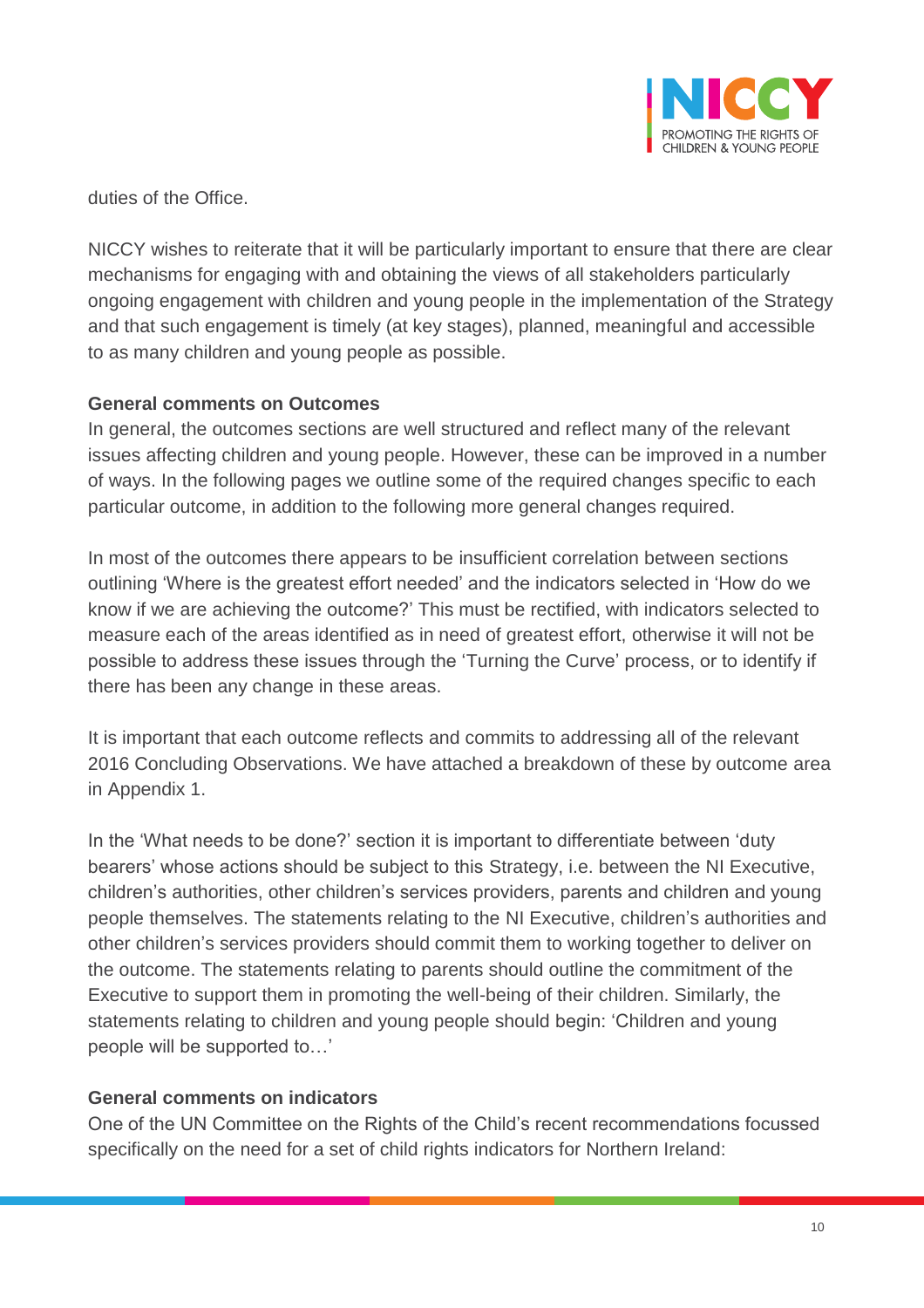duties of the Office.

NICCY wishes to reiterate that it will be particularly important to ensure that there are clear mechanisms for engaging with and obtaining the views of all stakeholders particularly ongoing engagement with children and young people in the implementation of the Strategy and that such engagement is timely (at key stages), planned, meaningful and accessible to as many children and young people as possible.

**General comments on Outcomes**

In general, the outcomes sections are well structured and reflect many of the relevant issues affecting children and young people. However, these can be improved in a number of ways. In the following pages we outline some of the required changes specific to each particular outcome, in addition to the following more general changes required.

In most of the outcomes there appears to be insufficient correlation between sections outlining 'Where is the greatest effort needed' and the indicators selected in 'How do we know if we are achieving the outcome?' This must be rectified, with indicators selected to measure each of the areas identified as in need of greatest effort, otherwise it will not be possible to address these issues through the 'Turning the Curve' process, or to identify if there has been any change in these areas.

It is important that each outcome reflects and commits to addressing all of the relevant 2016 Concluding Observations. We have attached a breakdown of these by outcome area in Appendix 1.

In the 'What needs to be done?' section it is important to differentiate between 'duty bearers' whose actions should be subject to this Strategy, i.e. between the NI Executive, children's authorities, other children's services providers, parents and children and young people themselves. The statements relating to the NI Executive, children's authorities and other children's services providers should commit them to working together to deliver on the outcome. The statements relating to parents should outline the commitment of the Executive to support them in promoting the well-being of their children. Similarly, the statements relating to children and young people should begin: 'Children and young people will be supported to…'

**General comments on indicators**

One of the UN Committee on the Rights of the Child's recent recommendations focussed specifically on the need for a set of child rights indicators for Northern Ireland: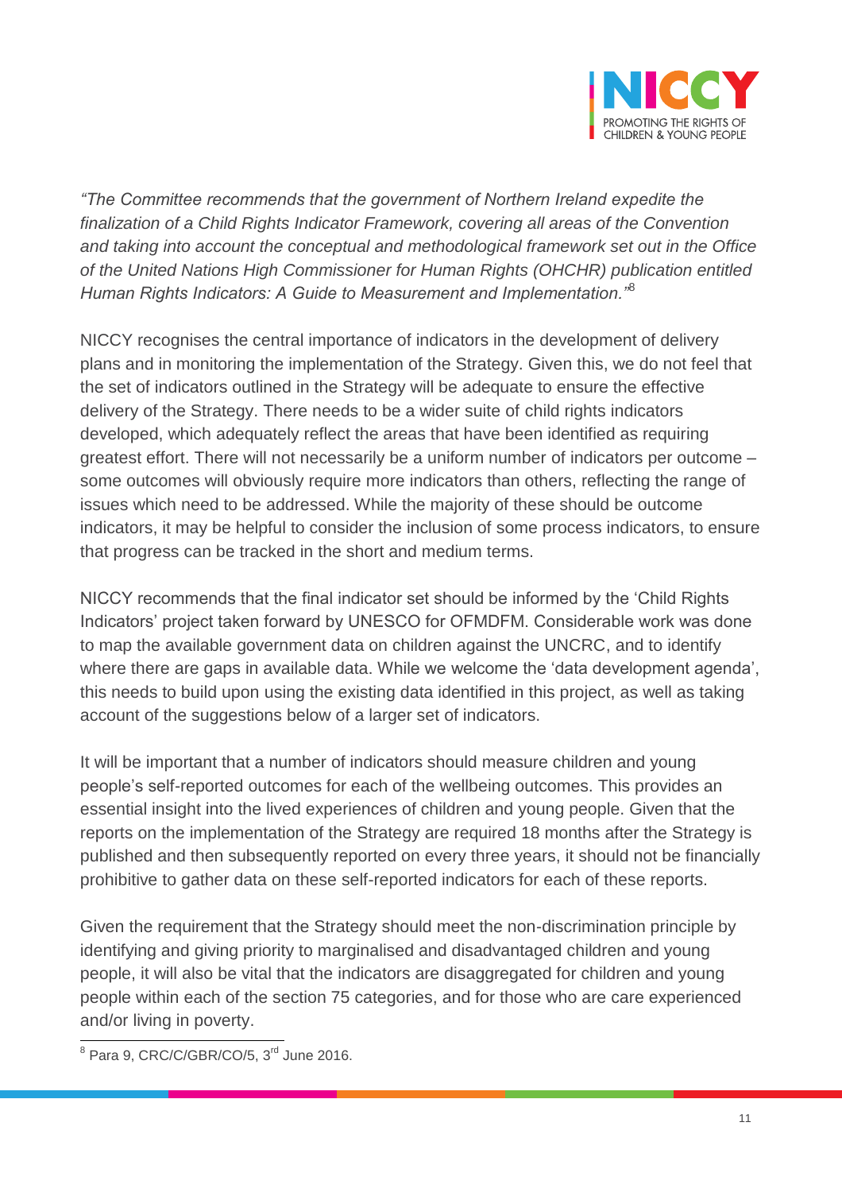*"The Committee recommends that the government of Northern Ireland expedite the finalization of a Child Rights Indicator Framework, covering all areas of the Convention and taking into account the conceptual and methodological framework set out in the Office of the United Nations High Commissioner for Human Rights (OHCHR) publication entitled Human Rights Indicators: A Guide to Measurement and Implementation."*[8]

NICCY recognises the central importance of indicators in the development of delivery plans and in monitoring the implementation of the Strategy. Given this, we do not feel that the set of indicators outlined in the Strategy will be adequate to ensure the effective delivery of the Strategy. There needs to be a wider suite of child rights indicators developed, which adequately reflect the areas that have been identified as requiring greatest effort. There will not necessarily be a uniform number of indicators per outcome – some outcomes will obviously require more indicators than others, reflecting the range of issues which need to be addressed. While the majority of these should be outcome indicators, it may be helpful to consider the inclusion of some process indicators, to ensure that progress can be tracked in the short and medium terms.

NICCY recommends that the final indicator set should be informed by the 'Child Rights Indicators' project taken forward by UNESCO for OFMDFM. Considerable work was done to map the available government data on children against the UNCRC, and to identify where there are gaps in available data. While we welcome the 'data development agenda', this needs to build upon using the existing data identified in this project, as well as taking account of the suggestions below of a larger set of indicators.

It will be important that a number of indicators should measure children and young people's self-reported outcomes for each of the wellbeing outcomes. This provides an essential insight into the lived experiences of children and young people. Given that the reports on the implementation of the Strategy are required 18 months after the Strategy is published and then subsequently reported on every three years, it should not be financially prohibitive to gather data on these self-reported indicators for each of these reports.

Given the requirement that the Strategy should meet the non-discrimination principle by identifying and giving priority to marginalised and disadvantaged children and young people, it will also be vital that the indicators are disaggregated for children and young people within each of the section 75 categories, and for those who are care experienced and/or living in poverty.

---

[8] Para 9, CRC/C/GBR/CO/5, 3rd June 2016.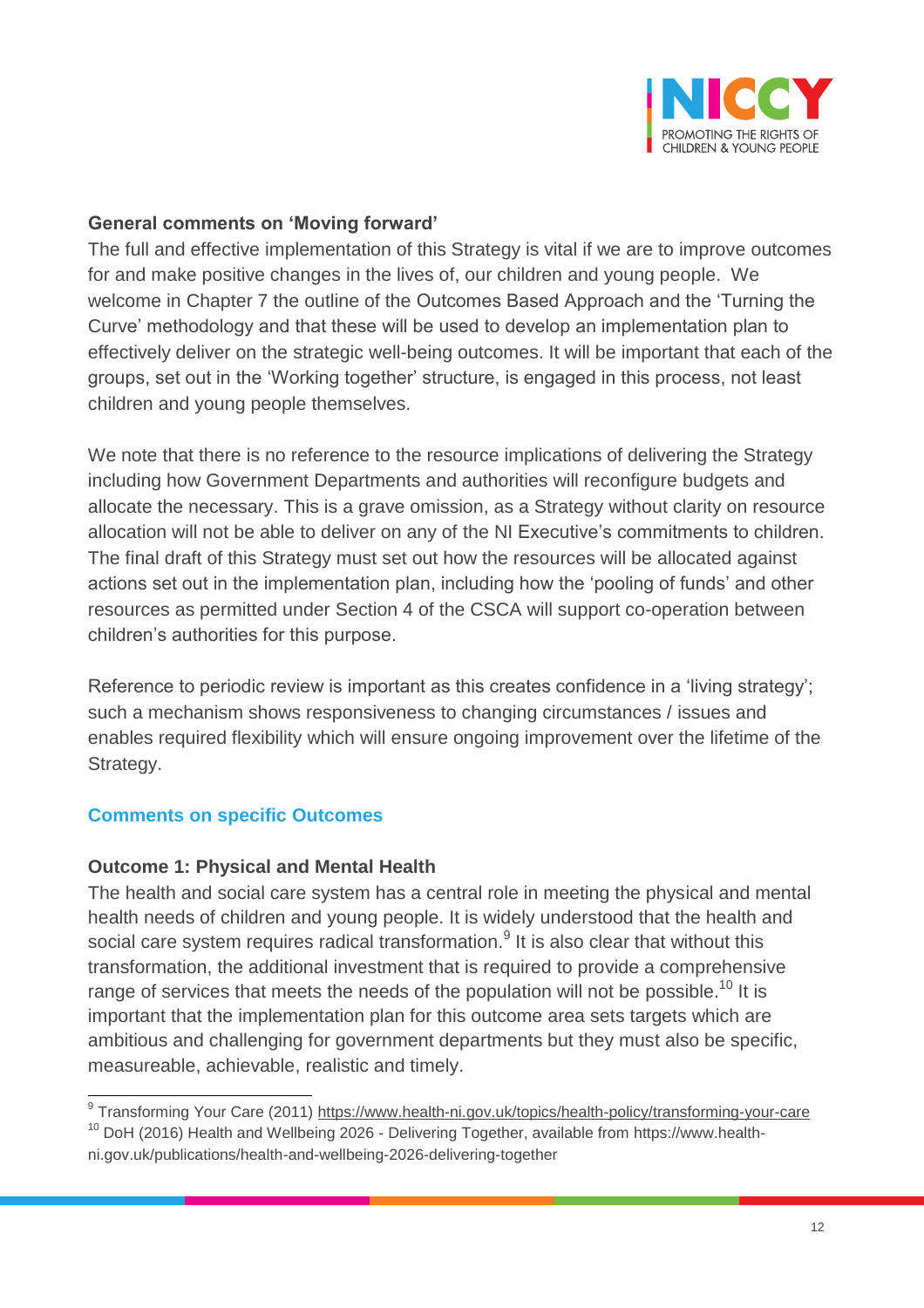**General comments on 'Moving forward'**

The full and effective implementation of this Strategy is vital if we are to improve outcomes for and make positive changes in the lives of, our children and young people. We welcome in Chapter 7 the outline of the Outcomes Based Approach and the 'Turning the Curve' methodology and that these will be used to develop an implementation plan to effectively deliver on the strategic well-being outcomes. It will be important that each of the groups, set out in the 'Working together' structure, is engaged in this process, not least children and young people themselves.

We note that there is no reference to the resource implications of delivering the Strategy including how Government Departments and authorities will reconfigure budgets and allocate the necessary. This is a grave omission, as a Strategy without clarity on resource allocation will not be able to deliver on any of the NI Executive's commitments to children. The final draft of this Strategy must set out how the resources will be allocated against actions set out in the implementation plan, including how the 'pooling of funds' and other resources as permitted under Section 4 of the CSCA will support co-operation between children's authorities for this purpose.

Reference to periodic review is important as this creates confidence in a 'living strategy'; such a mechanism shows responsiveness to changing circumstances / issues and enables required flexibility which will ensure ongoing improvement over the lifetime of the Strategy.

## Comments on specific Outcomes

**Outcome 1: Physical and Mental Health**

The health and social care system has a central role in meeting the physical and mental health needs of children and young people. It is widely understood that the health and social care system requires radical transformation.[9] It is also clear that without this transformation, the additional investment that is required to provide a comprehensive range of services that meets the needs of the population will not be possible.[10] It is important that the implementation plan for this outcome area sets targets which are ambitious and challenging for government departments but they must also be specific, measureable, achievable, realistic and timely.

---

[9] Transforming Your Care (2011) https://www.health-ni.gov.uk/topics/health-policy/transforming-your-care

[10] DoH (2016) Health and Wellbeing 2026 - Delivering Together, available from https://www.health-ni.gov.uk/publications/health-and-wellbeing-2026-delivering-together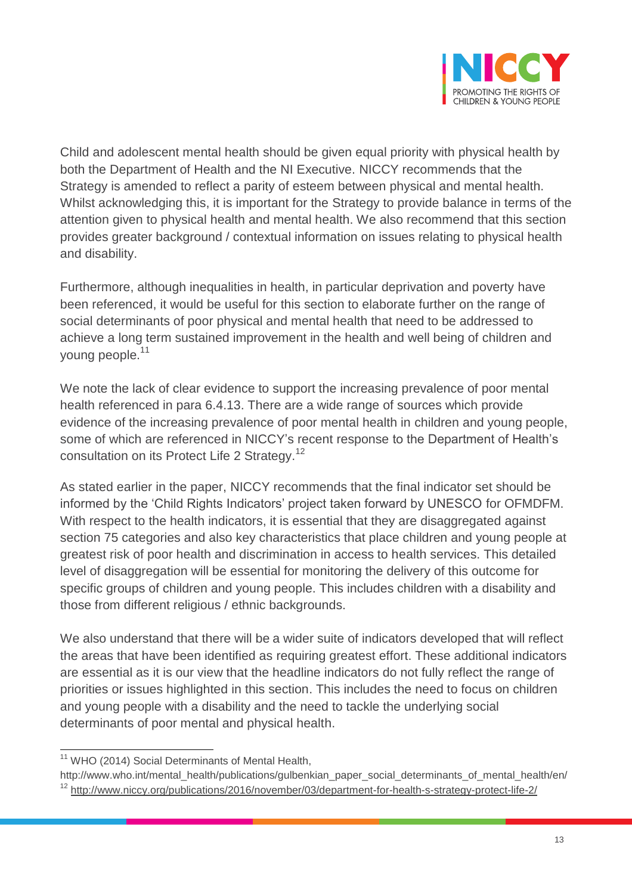Child and adolescent mental health should be given equal priority with physical health by both the Department of Health and the NI Executive. NICCY recommends that the Strategy is amended to reflect a parity of esteem between physical and mental health. Whilst acknowledging this, it is important for the Strategy to provide balance in terms of the attention given to physical health and mental health. We also recommend that this section provides greater background / contextual information on issues relating to physical health and disability.

Furthermore, although inequalities in health, in particular deprivation and poverty have been referenced, it would be useful for this section to elaborate further on the range of social determinants of poor physical and mental health that need to be addressed to achieve a long term sustained improvement in the health and well being of children and young people.[11]

We note the lack of clear evidence to support the increasing prevalence of poor mental health referenced in para 6.4.13. There are a wide range of sources which provide evidence of the increasing prevalence of poor mental health in children and young people, some of which are referenced in NICCY's recent response to the Department of Health's consultation on its Protect Life 2 Strategy.[12]

As stated earlier in the paper, NICCY recommends that the final indicator set should be informed by the 'Child Rights Indicators' project taken forward by UNESCO for OFMDFM. With respect to the health indicators, it is essential that they are disaggregated against section 75 categories and also key characteristics that place children and young people at greatest risk of poor health and discrimination in access to health services. This detailed level of disaggregation will be essential for monitoring the delivery of this outcome for specific groups of children and young people. This includes children with a disability and those from different religious / ethnic backgrounds.

We also understand that there will be a wider suite of indicators developed that will reflect the areas that have been identified as requiring greatest effort. These additional indicators are essential as it is our view that the headline indicators do not fully reflect the range of priorities or issues highlighted in this section. This includes the need to focus on children and young people with a disability and the need to tackle the underlying social determinants of poor mental and physical health.

---

[11] WHO (2014) Social Determinants of Mental Health, http://www.who.int/mental_health/publications/gulbenkian_paper_social_determinants_of_mental_health/en/

[12] http://www.niccy.org/publications/2016/november/03/department-for-health-s-strategy-protect-life-2/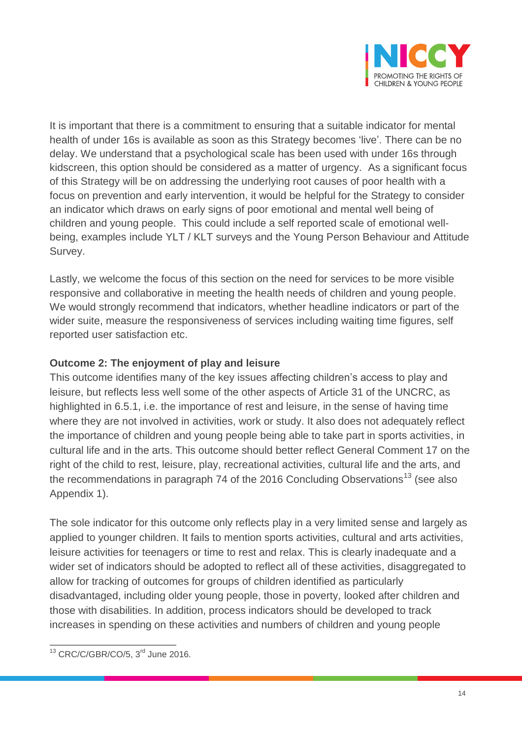It is important that there is a commitment to ensuring that a suitable indicator for mental health of under 16s is available as soon as this Strategy becomes 'live'. There can be no delay. We understand that a psychological scale has been used with under 16s through kidscreen, this option should be considered as a matter of urgency. As a significant focus of this Strategy will be on addressing the underlying root causes of poor health with a focus on prevention and early intervention, it would be helpful for the Strategy to consider an indicator which draws on early signs of poor emotional and mental well being of children and young people. This could include a self reported scale of emotional well-being, examples include YLT / KLT surveys and the Young Person Behaviour and Attitude Survey.

Lastly, we welcome the focus of this section on the need for services to be more visible responsive and collaborative in meeting the health needs of children and young people. We would strongly recommend that indicators, whether headline indicators or part of the wider suite, measure the responsiveness of services including waiting time figures, self reported user satisfaction etc.

**Outcome 2: The enjoyment of play and leisure**

This outcome identifies many of the key issues affecting children's access to play and leisure, but reflects less well some of the other aspects of Article 31 of the UNCRC, as highlighted in 6.5.1, i.e. the importance of rest and leisure, in the sense of having time where they are not involved in activities, work or study. It also does not adequately reflect the importance of children and young people being able to take part in sports activities, in cultural life and in the arts. This outcome should better reflect General Comment 17 on the right of the child to rest, leisure, play, recreational activities, cultural life and the arts, and the recommendations in paragraph 74 of the 2016 Concluding Observations[13] (see also Appendix 1).

The sole indicator for this outcome only reflects play in a very limited sense and largely as applied to younger children. It fails to mention sports activities, cultural and arts activities, leisure activities for teenagers or time to rest and relax. This is clearly inadequate and a wider set of indicators should be adopted to reflect all of these activities, disaggregated to allow for tracking of outcomes for groups of children identified as particularly disadvantaged, including older young people, those in poverty, looked after children and those with disabilities. In addition, process indicators should be developed to track increases in spending on these activities and numbers of children and young people

[13] CRC/C/GBR/CO/5, 3rd June 2016.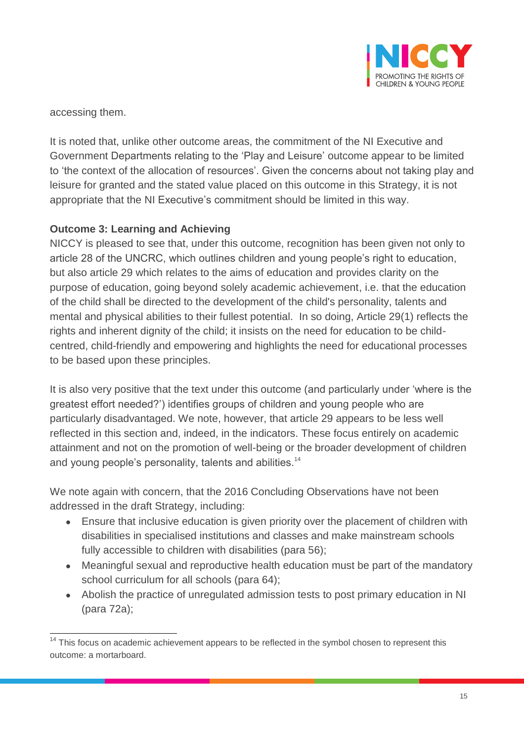accessing them.

It is noted that, unlike other outcome areas, the commitment of the NI Executive and Government Departments relating to the 'Play and Leisure' outcome appear to be limited to 'the context of the allocation of resources'. Given the concerns about not taking play and leisure for granted and the stated value placed on this outcome in this Strategy, it is not appropriate that the NI Executive's commitment should be limited in this way.

**Outcome 3: Learning and Achieving**

NICCY is pleased to see that, under this outcome, recognition has been given not only to article 28 of the UNCRC, which outlines children and young people's right to education, but also article 29 which relates to the aims of education and provides clarity on the purpose of education, going beyond solely academic achievement, i.e. that the education of the child shall be directed to the development of the child's personality, talents and mental and physical abilities to their fullest potential. In so doing, Article 29(1) reflects the rights and inherent dignity of the child; it insists on the need for education to be child-centred, child-friendly and empowering and highlights the need for educational processes to be based upon these principles.

It is also very positive that the text under this outcome (and particularly under 'where is the greatest effort needed?') identifies groups of children and young people who are particularly disadvantaged. We note, however, that article 29 appears to be less well reflected in this section and, indeed, in the indicators. These focus entirely on academic attainment and not on the promotion of well-being or the broader development of children and young people's personality, talents and abilities.[14]

We note again with concern, that the 2016 Concluding Observations have not been addressed in the draft Strategy, including:

- Ensure that inclusive education is given priority over the placement of children with disabilities in specialised institutions and classes and make mainstream schools fully accessible to children with disabilities (para 56);
- Meaningful sexual and reproductive health education must be part of the mandatory school curriculum for all schools (para 64);
- Abolish the practice of unregulated admission tests to post primary education in NI (para 72a);

[14] This focus on academic achievement appears to be reflected in the symbol chosen to represent this outcome: a mortarboard.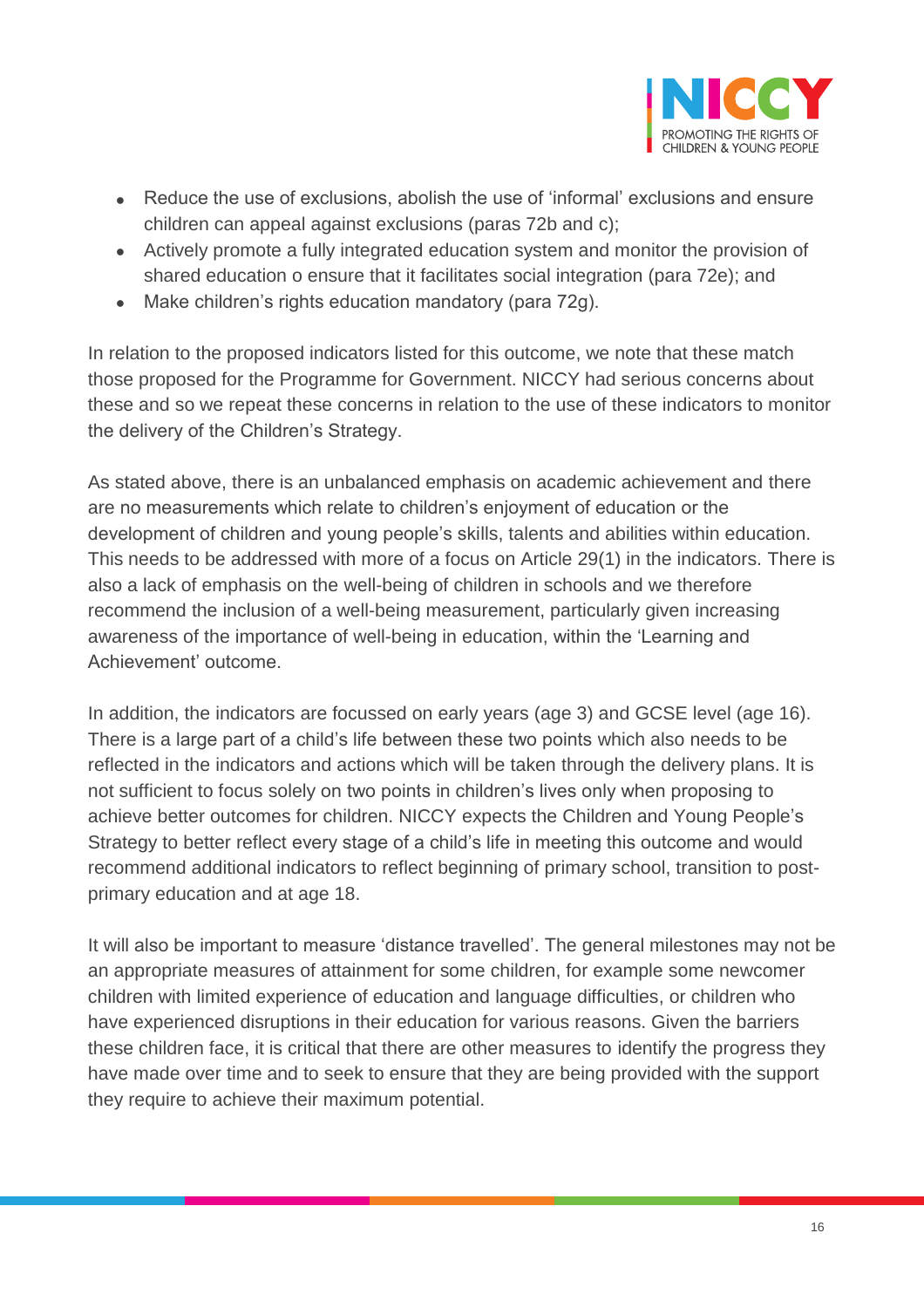- Reduce the use of exclusions, abolish the use of 'informal' exclusions and ensure children can appeal against exclusions (paras 72b and c);
- Actively promote a fully integrated education system and monitor the provision of shared education o ensure that it facilitates social integration (para 72e); and
- Make children's rights education mandatory (para 72g).

In relation to the proposed indicators listed for this outcome, we note that these match those proposed for the Programme for Government. NICCY had serious concerns about these and so we repeat these concerns in relation to the use of these indicators to monitor the delivery of the Children's Strategy.

As stated above, there is an unbalanced emphasis on academic achievement and there are no measurements which relate to children's enjoyment of education or the development of children and young people's skills, talents and abilities within education. This needs to be addressed with more of a focus on Article 29(1) in the indicators. There is also a lack of emphasis on the well-being of children in schools and we therefore recommend the inclusion of a well-being measurement, particularly given increasing awareness of the importance of well-being in education, within the 'Learning and Achievement' outcome.

In addition, the indicators are focussed on early years (age 3) and GCSE level (age 16). There is a large part of a child's life between these two points which also needs to be reflected in the indicators and actions which will be taken through the delivery plans. It is not sufficient to focus solely on two points in children's lives only when proposing to achieve better outcomes for children. NICCY expects the Children and Young People's Strategy to better reflect every stage of a child's life in meeting this outcome and would recommend additional indicators to reflect beginning of primary school, transition to post-primary education and at age 18.

It will also be important to measure 'distance travelled'. The general milestones may not be an appropriate measures of attainment for some children, for example some newcomer children with limited experience of education and language difficulties, or children who have experienced disruptions in their education for various reasons. Given the barriers these children face, it is critical that there are other measures to identify the progress they have made over time and to seek to ensure that they are being provided with the support they require to achieve their maximum potential.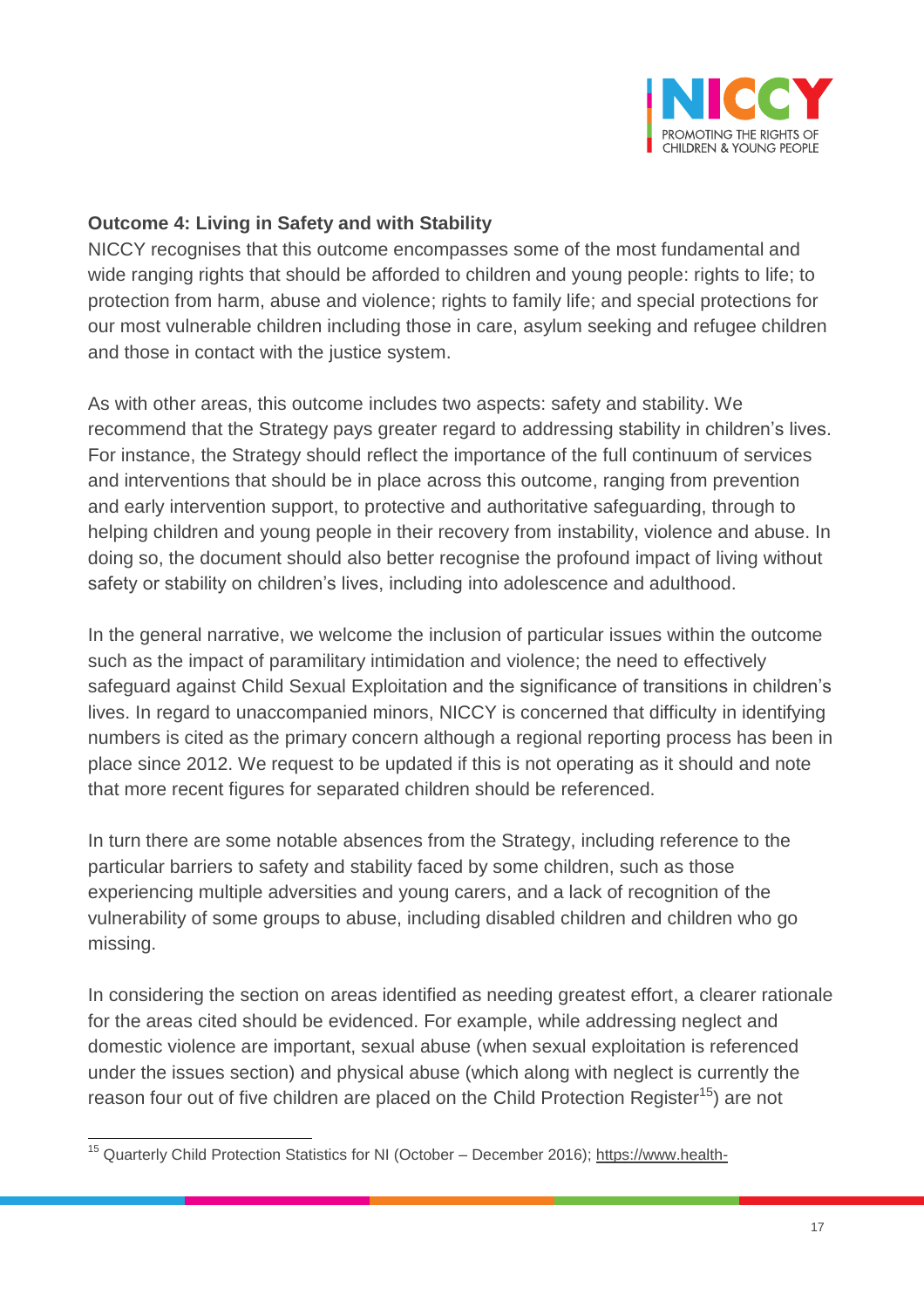**Outcome 4: Living in Safety and with Stability**

NICCY recognises that this outcome encompasses some of the most fundamental and wide ranging rights that should be afforded to children and young people: rights to life; to protection from harm, abuse and violence; rights to family life; and special protections for our most vulnerable children including those in care, asylum seeking and refugee children and those in contact with the justice system.

As with other areas, this outcome includes two aspects: safety and stability. We recommend that the Strategy pays greater regard to addressing stability in children's lives. For instance, the Strategy should reflect the importance of the full continuum of services and interventions that should be in place across this outcome, ranging from prevention and early intervention support, to protective and authoritative safeguarding, through to helping children and young people in their recovery from instability, violence and abuse. In doing so, the document should also better recognise the profound impact of living without safety or stability on children's lives, including into adolescence and adulthood.

In the general narrative, we welcome the inclusion of particular issues within the outcome such as the impact of paramilitary intimidation and violence; the need to effectively safeguard against Child Sexual Exploitation and the significance of transitions in children's lives. In regard to unaccompanied minors, NICCY is concerned that difficulty in identifying numbers is cited as the primary concern although a regional reporting process has been in place since 2012. We request to be updated if this is not operating as it should and note that more recent figures for separated children should be referenced.

In turn there are some notable absences from the Strategy, including reference to the particular barriers to safety and stability faced by some children, such as those experiencing multiple adversities and young carers, and a lack of recognition of the vulnerability of some groups to abuse, including disabled children and children who go missing.

In considering the section on areas identified as needing greatest effort, a clearer rationale for the areas cited should be evidenced. For example, while addressing neglect and domestic violence are important, sexual abuse (when sexual exploitation is referenced under the issues section) and physical abuse (which along with neglect is currently the reason four out of five children are placed on the Child Protection Register[15]) are not

[15] Quarterly Child Protection Statistics for NI (October – December 2016); https://www.health-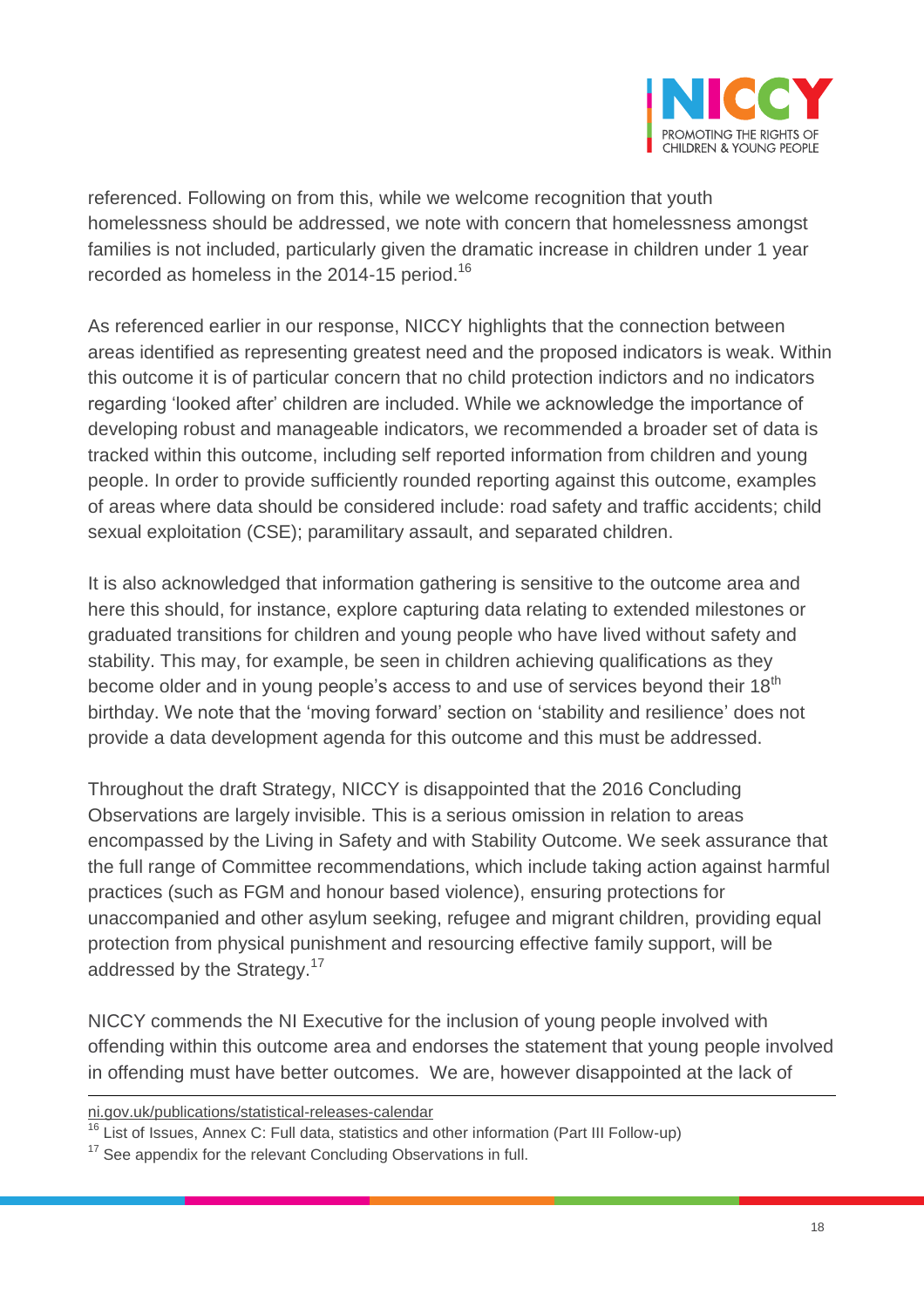referenced. Following on from this, while we welcome recognition that youth homelessness should be addressed, we note with concern that homelessness amongst families is not included, particularly given the dramatic increase in children under 1 year recorded as homeless in the 2014-15 period.[16]

As referenced earlier in our response, NICCY highlights that the connection between areas identified as representing greatest need and the proposed indicators is weak. Within this outcome it is of particular concern that no child protection indictors and no indicators regarding 'looked after' children are included. While we acknowledge the importance of developing robust and manageable indicators, we recommended a broader set of data is tracked within this outcome, including self reported information from children and young people. In order to provide sufficiently rounded reporting against this outcome, examples of areas where data should be considered include: road safety and traffic accidents; child sexual exploitation (CSE); paramilitary assault, and separated children.

It is also acknowledged that information gathering is sensitive to the outcome area and here this should, for instance, explore capturing data relating to extended milestones or graduated transitions for children and young people who have lived without safety and stability. This may, for example, be seen in children achieving qualifications as they become older and in young people's access to and use of services beyond their 18th birthday. We note that the 'moving forward' section on 'stability and resilience' does not provide a data development agenda for this outcome and this must be addressed.

Throughout the draft Strategy, NICCY is disappointed that the 2016 Concluding Observations are largely invisible. This is a serious omission in relation to areas encompassed by the Living in Safety and with Stability Outcome. We seek assurance that the full range of Committee recommendations, which include taking action against harmful practices (such as FGM and honour based violence), ensuring protections for unaccompanied and other asylum seeking, refugee and migrant children, providing equal protection from physical punishment and resourcing effective family support, will be addressed by the Strategy.[17]

NICCY commends the NI Executive for the inclusion of young people involved with offending within this outcome area and endorses the statement that young people involved in offending must have better outcomes. We are, however disappointed at the lack of

---

ni.gov.uk/publications/statistical-releases-calendar

[16] List of Issues, Annex C: Full data, statistics and other information (Part III Follow-up)

[17] See appendix for the relevant Concluding Observations in full.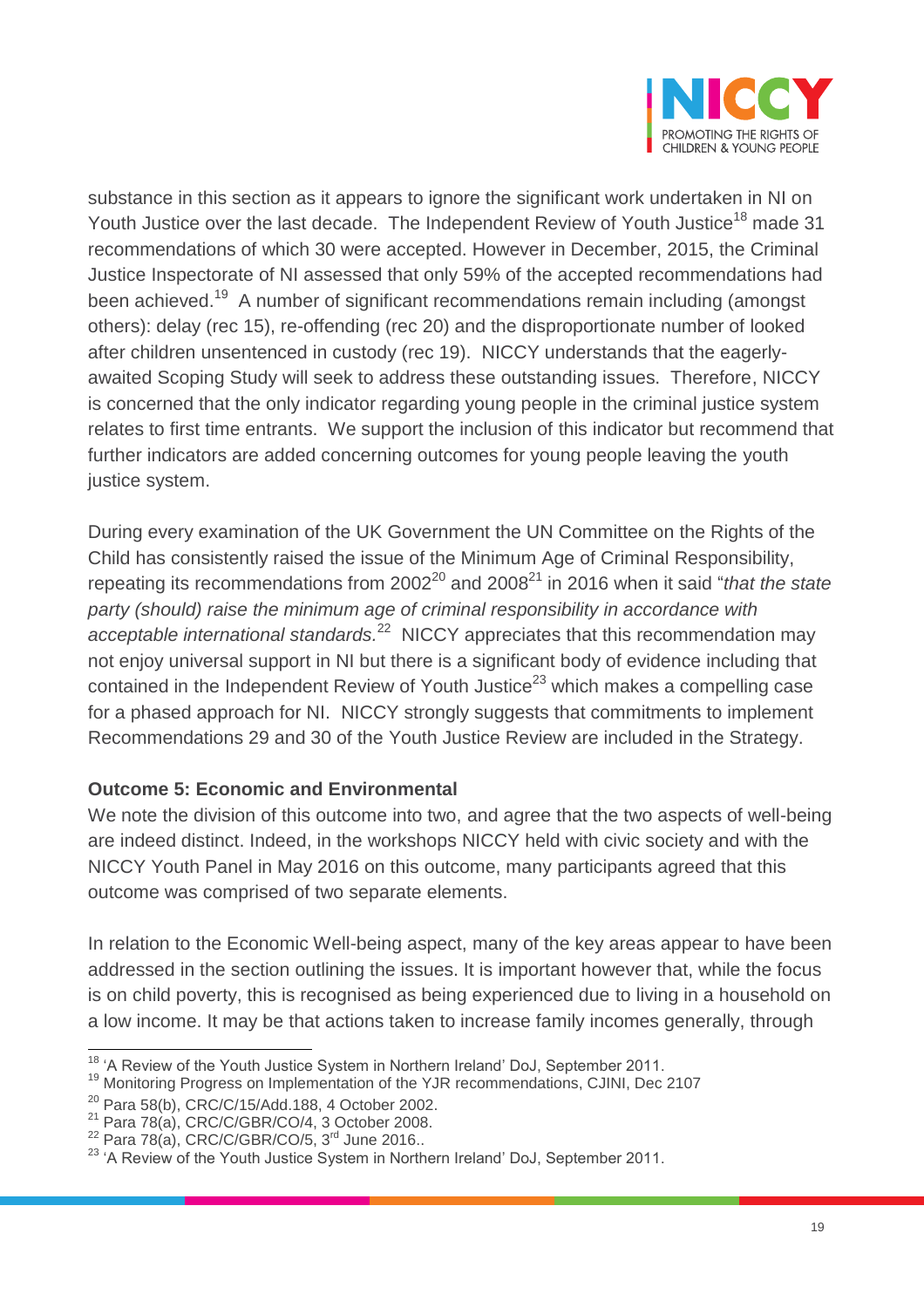substance in this section as it appears to ignore the significant work undertaken in NI on Youth Justice over the last decade. The Independent Review of Youth Justice[18] made 31 recommendations of which 30 were accepted. However in December, 2015, the Criminal Justice Inspectorate of NI assessed that only 59% of the accepted recommendations had been achieved.[19] A number of significant recommendations remain including (amongst others): delay (rec 15), re-offending (rec 20) and the disproportionate number of looked after children unsentenced in custody (rec 19). NICCY understands that the eagerly-awaited Scoping Study will seek to address these outstanding issues. Therefore, NICCY is concerned that the only indicator regarding young people in the criminal justice system relates to first time entrants. We support the inclusion of this indicator but recommend that further indicators are added concerning outcomes for young people leaving the youth justice system.

During every examination of the UK Government the UN Committee on the Rights of the Child has consistently raised the issue of the Minimum Age of Criminal Responsibility, repeating its recommendations from 2002[20] and 2008[21] in 2016 when it said "*that the state party (should) raise the minimum age of criminal responsibility in accordance with acceptable international standards.*[22] NICCY appreciates that this recommendation may not enjoy universal support in NI but there is a significant body of evidence including that contained in the Independent Review of Youth Justice[23] which makes a compelling case for a phased approach for NI. NICCY strongly suggests that commitments to implement Recommendations 29 and 30 of the Youth Justice Review are included in the Strategy.

**Outcome 5: Economic and Environmental**

We note the division of this outcome into two, and agree that the two aspects of well-being are indeed distinct. Indeed, in the workshops NICCY held with civic society and with the NICCY Youth Panel in May 2016 on this outcome, many participants agreed that this outcome was comprised of two separate elements.

In relation to the Economic Well-being aspect, many of the key areas appear to have been addressed in the section outlining the issues. It is important however that, while the focus is on child poverty, this is recognised as being experienced due to living in a household on a low income. It may be that actions taken to increase family incomes generally, through

---

[18] 'A Review of the Youth Justice System in Northern Ireland' DoJ, September 2011.

[19] Monitoring Progress on Implementation of the YJR recommendations, CJINI, Dec 2107

[20] Para 58(b), CRC/C/15/Add.188, 4 October 2002.

[21] Para 78(a), CRC/C/GBR/CO/4, 3 October 2008.

[22] Para 78(a), CRC/C/GBR/CO/5, 3rd June 2016..

[23] 'A Review of the Youth Justice System in Northern Ireland' DoJ, September 2011.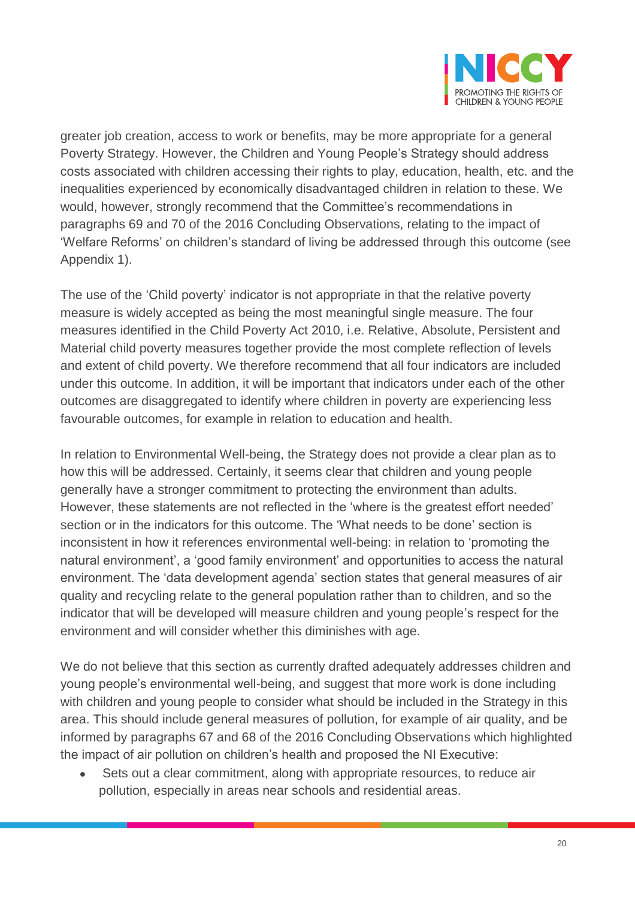greater job creation, access to work or benefits, may be more appropriate for a general Poverty Strategy. However, the Children and Young People's Strategy should address costs associated with children accessing their rights to play, education, health, etc. and the inequalities experienced by economically disadvantaged children in relation to these. We would, however, strongly recommend that the Committee's recommendations in paragraphs 69 and 70 of the 2016 Concluding Observations, relating to the impact of 'Welfare Reforms' on children's standard of living be addressed through this outcome (see Appendix 1).

The use of the 'Child poverty' indicator is not appropriate in that the relative poverty measure is widely accepted as being the most meaningful single measure. The four measures identified in the Child Poverty Act 2010, i.e. Relative, Absolute, Persistent and Material child poverty measures together provide the most complete reflection of levels and extent of child poverty. We therefore recommend that all four indicators are included under this outcome. In addition, it will be important that indicators under each of the other outcomes are disaggregated to identify where children in poverty are experiencing less favourable outcomes, for example in relation to education and health.

In relation to Environmental Well-being, the Strategy does not provide a clear plan as to how this will be addressed. Certainly, it seems clear that children and young people generally have a stronger commitment to protecting the environment than adults. However, these statements are not reflected in the 'where is the greatest effort needed' section or in the indicators for this outcome. The 'What needs to be done' section is inconsistent in how it references environmental well-being: in relation to 'promoting the natural environment', a 'good family environment' and opportunities to access the natural environment. The 'data development agenda' section states that general measures of air quality and recycling relate to the general population rather than to children, and so the indicator that will be developed will measure children and young people's respect for the environment and will consider whether this diminishes with age.

We do not believe that this section as currently drafted adequately addresses children and young people's environmental well-being, and suggest that more work is done including with children and young people to consider what should be included in the Strategy in this area. This should include general measures of pollution, for example of air quality, and be informed by paragraphs 67 and 68 of the 2016 Concluding Observations which highlighted the impact of air pollution on children's health and proposed the NI Executive:

- Sets out a clear commitment, along with appropriate resources, to reduce air pollution, especially in areas near schools and residential areas.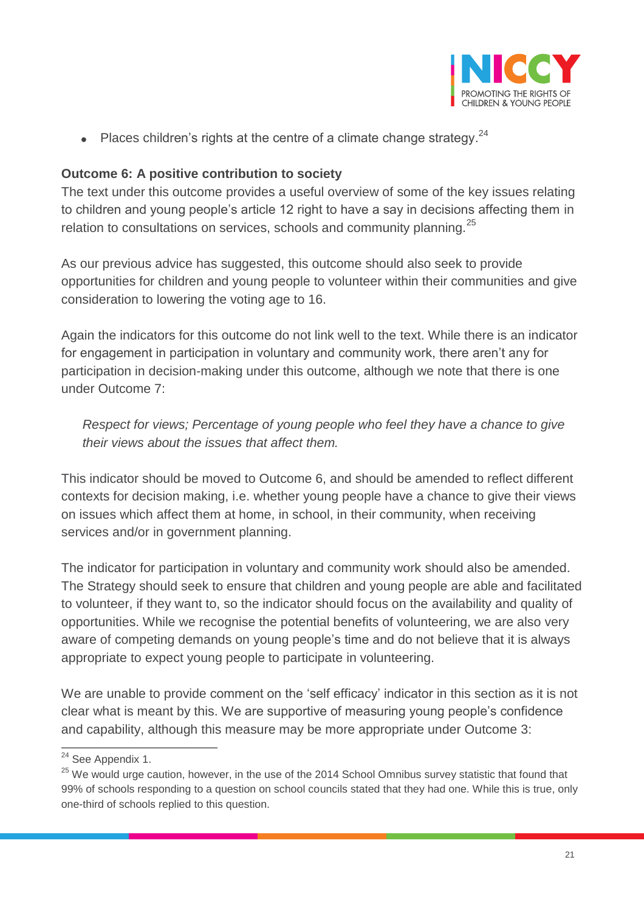- Places children's rights at the centre of a climate change strategy.[24]

**Outcome 6: A positive contribution to society**

The text under this outcome provides a useful overview of some of the key issues relating to children and young people's article 12 right to have a say in decisions affecting them in relation to consultations on services, schools and community planning.[25]

As our previous advice has suggested, this outcome should also seek to provide opportunities for children and young people to volunteer within their communities and give consideration to lowering the voting age to 16.

Again the indicators for this outcome do not link well to the text. While there is an indicator for engagement in participation in voluntary and community work, there aren't any for participation in decision-making under this outcome, although we note that there is one under Outcome 7:

> *Respect for views; Percentage of young people who feel they have a chance to give their views about the issues that affect them.*

This indicator should be moved to Outcome 6, and should be amended to reflect different contexts for decision making, i.e. whether young people have a chance to give their views on issues which affect them at home, in school, in their community, when receiving services and/or in government planning.

The indicator for participation in voluntary and community work should also be amended. The Strategy should seek to ensure that children and young people are able and facilitated to volunteer, if they want to, so the indicator should focus on the availability and quality of opportunities. While we recognise the potential benefits of volunteering, we are also very aware of competing demands on young people's time and do not believe that it is always appropriate to expect young people to participate in volunteering.

We are unable to provide comment on the 'self efficacy' indicator in this section as it is not clear what is meant by this. We are supportive of measuring young people's confidence and capability, although this measure may be more appropriate under Outcome 3:

---

[24] See Appendix 1.

[25] We would urge caution, however, in the use of the 2014 School Omnibus survey statistic that found that 99% of schools responding to a question on school councils stated that they had one. While this is true, only one-third of schools replied to this question.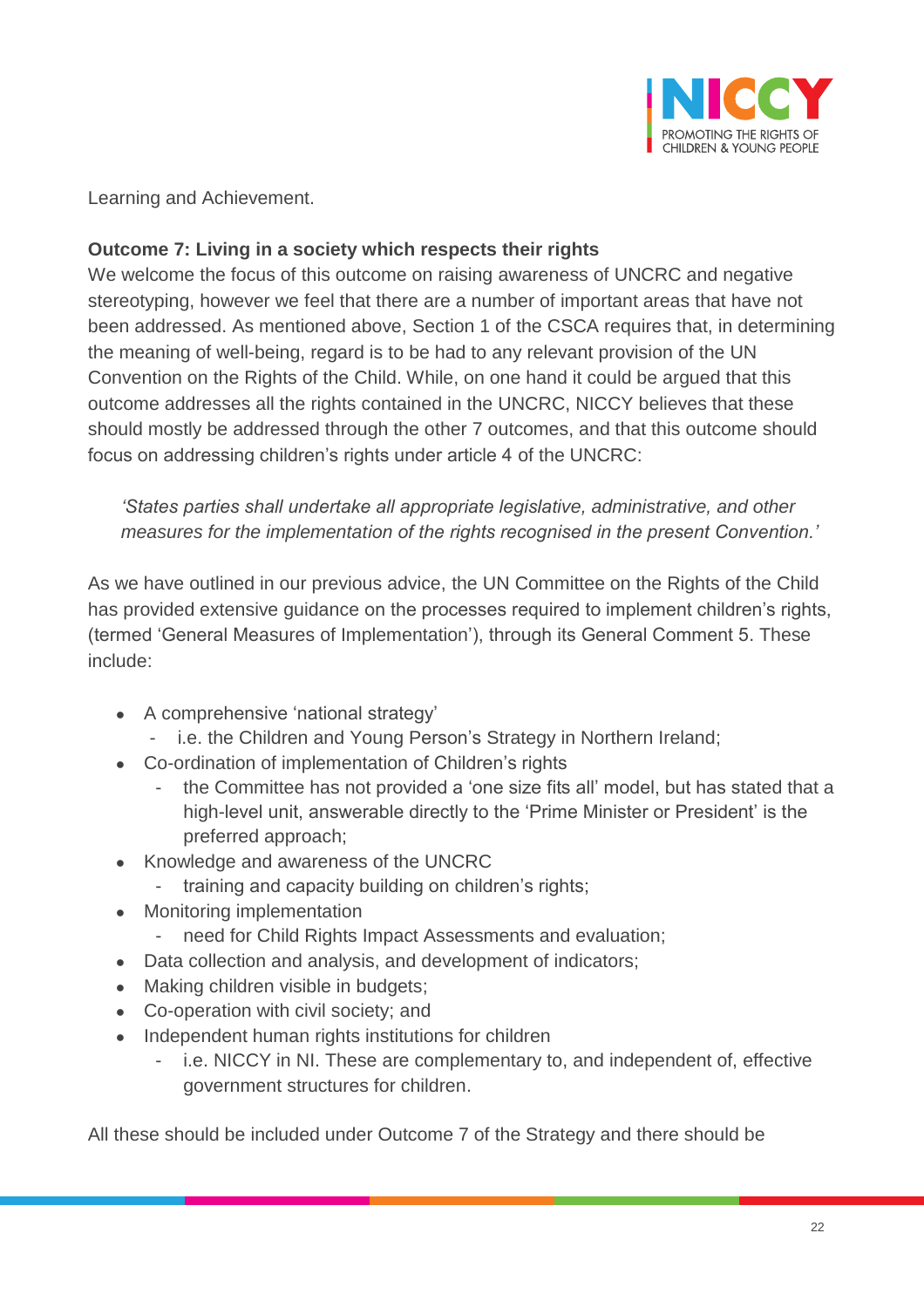Learning and Achievement.

**Outcome 7: Living in a society which respects their rights**

We welcome the focus of this outcome on raising awareness of UNCRC and negative stereotyping, however we feel that there are a number of important areas that have not been addressed. As mentioned above, Section 1 of the CSCA requires that, in determining the meaning of well-being, regard is to be had to any relevant provision of the UN Convention on the Rights of the Child. While, on one hand it could be argued that this outcome addresses all the rights contained in the UNCRC, NICCY believes that these should mostly be addressed through the other 7 outcomes, and that this outcome should focus on addressing children's rights under article 4 of the UNCRC:

> *'States parties shall undertake all appropriate legislative, administrative, and other measures for the implementation of the rights recognised in the present Convention.'*

As we have outlined in our previous advice, the UN Committee on the Rights of the Child has provided extensive guidance on the processes required to implement children's rights, (termed 'General Measures of Implementation'), through its General Comment 5. These include:

- A comprehensive 'national strategy'
  - i.e. the Children and Young Person's Strategy in Northern Ireland;
- Co-ordination of implementation of Children's rights
  - the Committee has not provided a 'one size fits all' model, but has stated that a high-level unit, answerable directly to the 'Prime Minister or President' is the preferred approach;
- Knowledge and awareness of the UNCRC
  - training and capacity building on children's rights;
- Monitoring implementation
  - need for Child Rights Impact Assessments and evaluation;
- Data collection and analysis, and development of indicators;
- Making children visible in budgets;
- Co-operation with civil society; and
- Independent human rights institutions for children
  - i.e. NICCY in NI. These are complementary to, and independent of, effective government structures for children.

All these should be included under Outcome 7 of the Strategy and there should be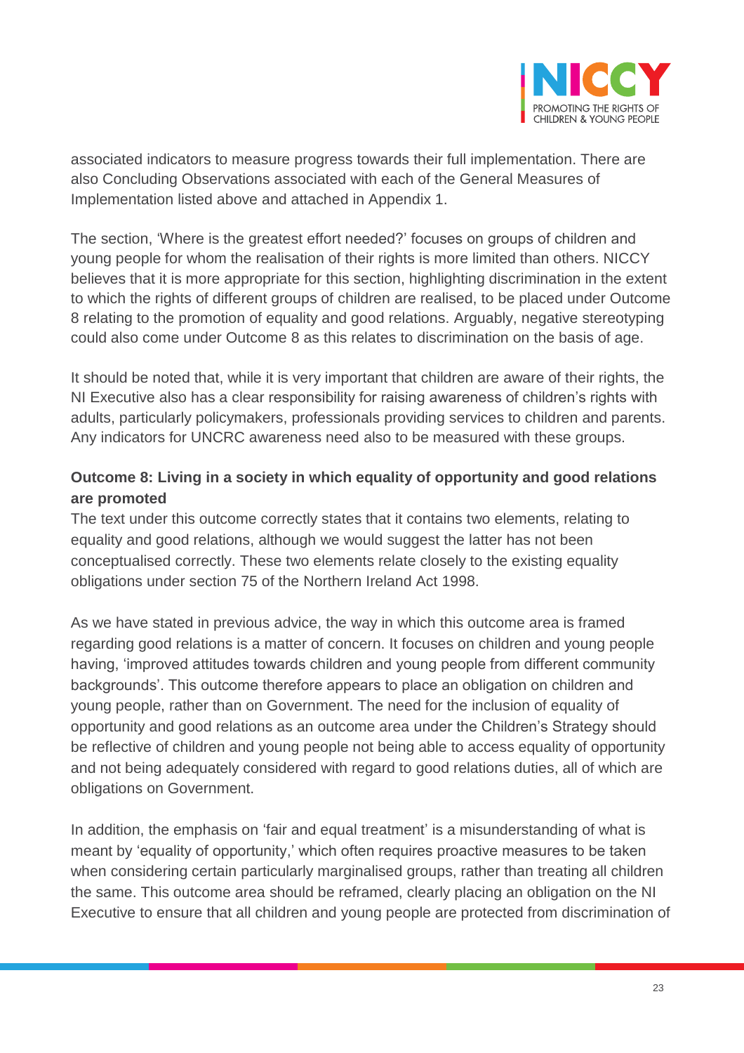associated indicators to measure progress towards their full implementation. There are also Concluding Observations associated with each of the General Measures of Implementation listed above and attached in Appendix 1.

The section, 'Where is the greatest effort needed?' focuses on groups of children and young people for whom the realisation of their rights is more limited than others. NICCY believes that it is more appropriate for this section, highlighting discrimination in the extent to which the rights of different groups of children are realised, to be placed under Outcome 8 relating to the promotion of equality and good relations. Arguably, negative stereotyping could also come under Outcome 8 as this relates to discrimination on the basis of age.

It should be noted that, while it is very important that children are aware of their rights, the NI Executive also has a clear responsibility for raising awareness of children's rights with adults, particularly policymakers, professionals providing services to children and parents. Any indicators for UNCRC awareness need also to be measured with these groups.

**Outcome 8: Living in a society in which equality of opportunity and good relations are promoted**

The text under this outcome correctly states that it contains two elements, relating to equality and good relations, although we would suggest the latter has not been conceptualised correctly. These two elements relate closely to the existing equality obligations under section 75 of the Northern Ireland Act 1998.

As we have stated in previous advice, the way in which this outcome area is framed regarding good relations is a matter of concern. It focuses on children and young people having, 'improved attitudes towards children and young people from different community backgrounds'. This outcome therefore appears to place an obligation on children and young people, rather than on Government. The need for the inclusion of equality of opportunity and good relations as an outcome area under the Children's Strategy should be reflective of children and young people not being able to access equality of opportunity and not being adequately considered with regard to good relations duties, all of which are obligations on Government.

In addition, the emphasis on 'fair and equal treatment' is a misunderstanding of what is meant by 'equality of opportunity,' which often requires proactive measures to be taken when considering certain particularly marginalised groups, rather than treating all children the same. This outcome area should be reframed, clearly placing an obligation on the NI Executive to ensure that all children and young people are protected from discrimination of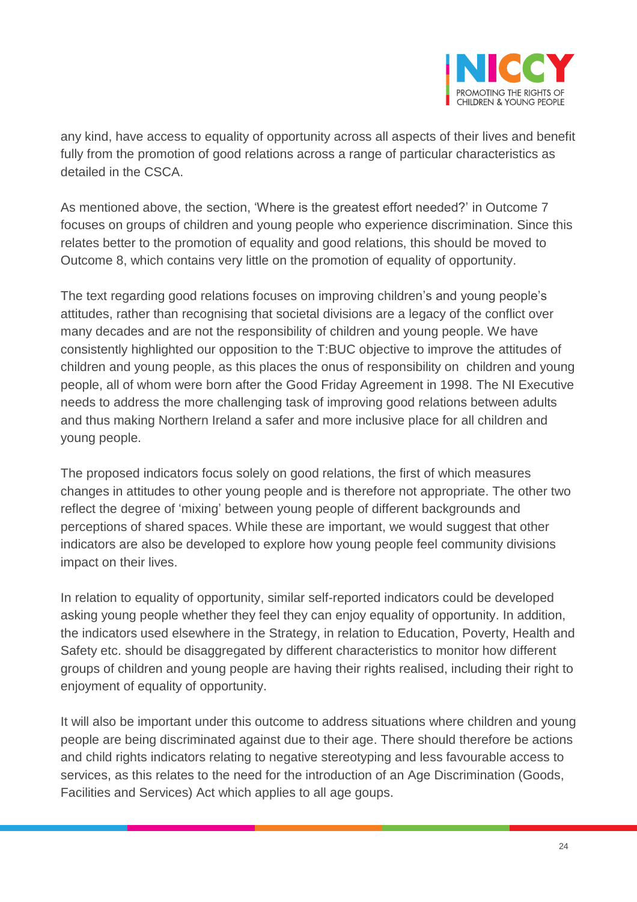any kind, have access to equality of opportunity across all aspects of their lives and benefit fully from the promotion of good relations across a range of particular characteristics as detailed in the CSCA.

As mentioned above, the section, 'Where is the greatest effort needed?' in Outcome 7 focuses on groups of children and young people who experience discrimination. Since this relates better to the promotion of equality and good relations, this should be moved to Outcome 8, which contains very little on the promotion of equality of opportunity.

The text regarding good relations focuses on improving children's and young people's attitudes, rather than recognising that societal divisions are a legacy of the conflict over many decades and are not the responsibility of children and young people. We have consistently highlighted our opposition to the T:BUC objective to improve the attitudes of children and young people, as this places the onus of responsibility on children and young people, all of whom were born after the Good Friday Agreement in 1998. The NI Executive needs to address the more challenging task of improving good relations between adults and thus making Northern Ireland a safer and more inclusive place for all children and young people.

The proposed indicators focus solely on good relations, the first of which measures changes in attitudes to other young people and is therefore not appropriate. The other two reflect the degree of 'mixing' between young people of different backgrounds and perceptions of shared spaces. While these are important, we would suggest that other indicators are also be developed to explore how young people feel community divisions impact on their lives.

In relation to equality of opportunity, similar self-reported indicators could be developed asking young people whether they feel they can enjoy equality of opportunity. In addition, the indicators used elsewhere in the Strategy, in relation to Education, Poverty, Health and Safety etc. should be disaggregated by different characteristics to monitor how different groups of children and young people are having their rights realised, including their right to enjoyment of equality of opportunity.

It will also be important under this outcome to address situations where children and young people are being discriminated against due to their age. There should therefore be actions and child rights indicators relating to negative stereotyping and less favourable access to services, as this relates to the need for the introduction of an Age Discrimination (Goods, Facilities and Services) Act which applies to all age goups.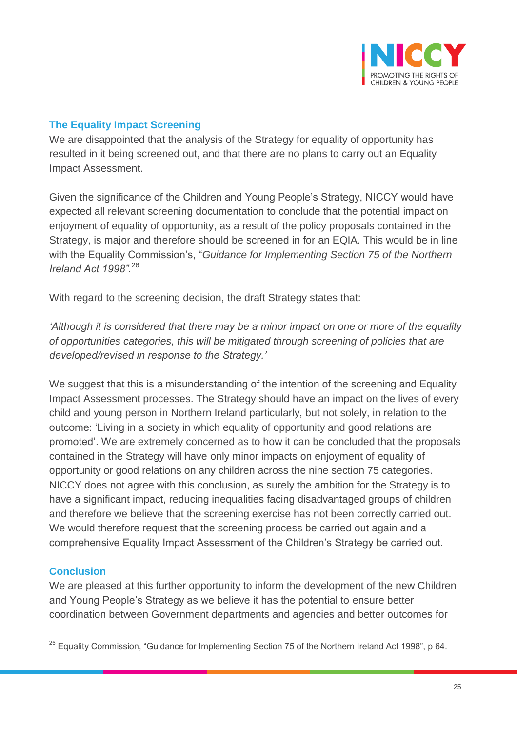## The Equality Impact Screening

We are disappointed that the analysis of the Strategy for equality of opportunity has resulted in it being screened out, and that there are no plans to carry out an Equality Impact Assessment.

Given the significance of the Children and Young People's Strategy, NICCY would have expected all relevant screening documentation to conclude that the potential impact on enjoyment of equality of opportunity, as a result of the policy proposals contained in the Strategy, is major and therefore should be screened in for an EQIA. This would be in line with the Equality Commission's, "*Guidance for Implementing Section 75 of the Northern Ireland Act 1998".*[26]

With regard to the screening decision, the draft Strategy states that:

*'Although it is considered that there may be a minor impact on one or more of the equality of opportunities categories, this will be mitigated through screening of policies that are developed/revised in response to the Strategy.'*

We suggest that this is a misunderstanding of the intention of the screening and Equality Impact Assessment processes. The Strategy should have an impact on the lives of every child and young person in Northern Ireland particularly, but not solely, in relation to the outcome: 'Living in a society in which equality of opportunity and good relations are promoted'. We are extremely concerned as to how it can be concluded that the proposals contained in the Strategy will have only minor impacts on enjoyment of equality of opportunity or good relations on any children across the nine section 75 categories. NICCY does not agree with this conclusion, as surely the ambition for the Strategy is to have a significant impact, reducing inequalities facing disadvantaged groups of children and therefore we believe that the screening exercise has not been correctly carried out. We would therefore request that the screening process be carried out again and a comprehensive Equality Impact Assessment of the Children's Strategy be carried out.

## Conclusion

We are pleased at this further opportunity to inform the development of the new Children and Young People's Strategy as we believe it has the potential to ensure better coordination between Government departments and agencies and better outcomes for

---

[26] Equality Commission, "Guidance for Implementing Section 75 of the Northern Ireland Act 1998", p 64.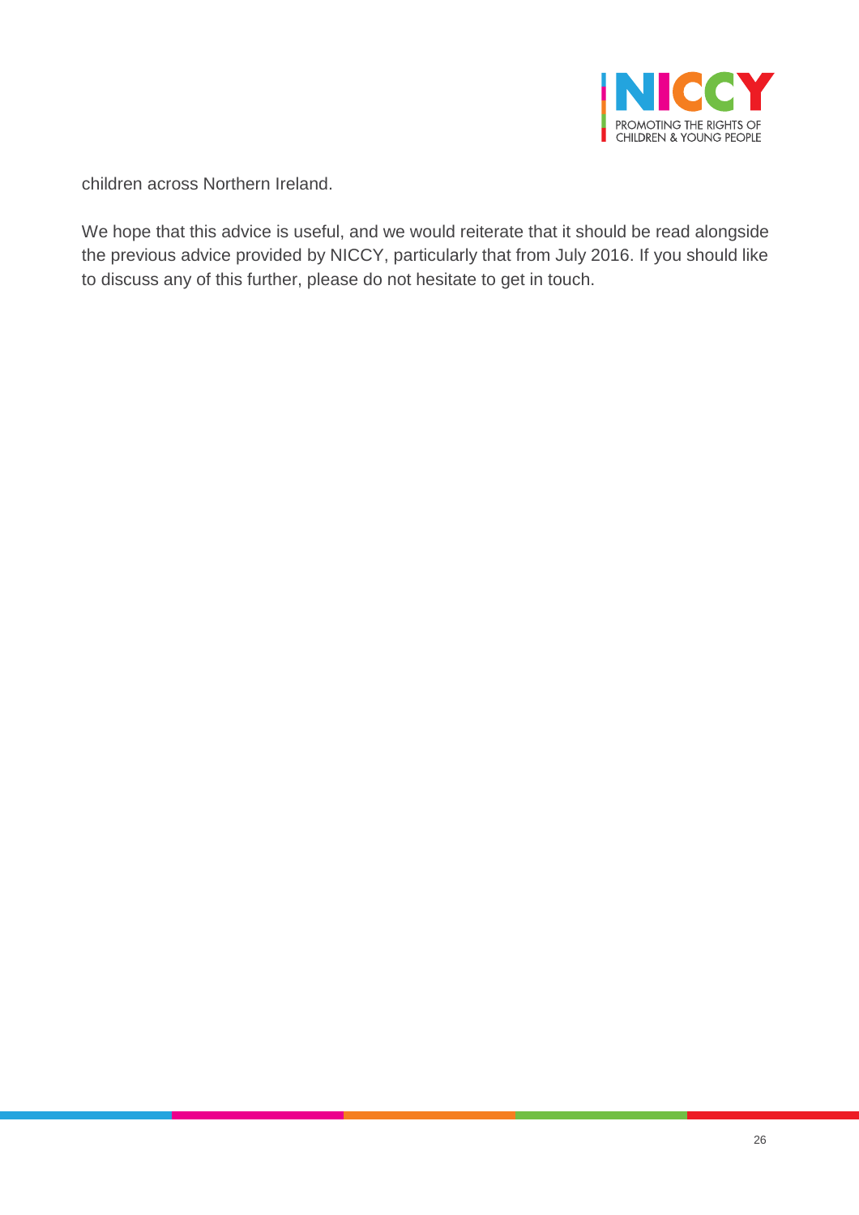children across Northern Ireland.

We hope that this advice is useful, and we would reiterate that it should be read alongside the previous advice provided by NICCY, particularly that from July 2016. If you should like to discuss any of this further, please do not hesitate to get in touch.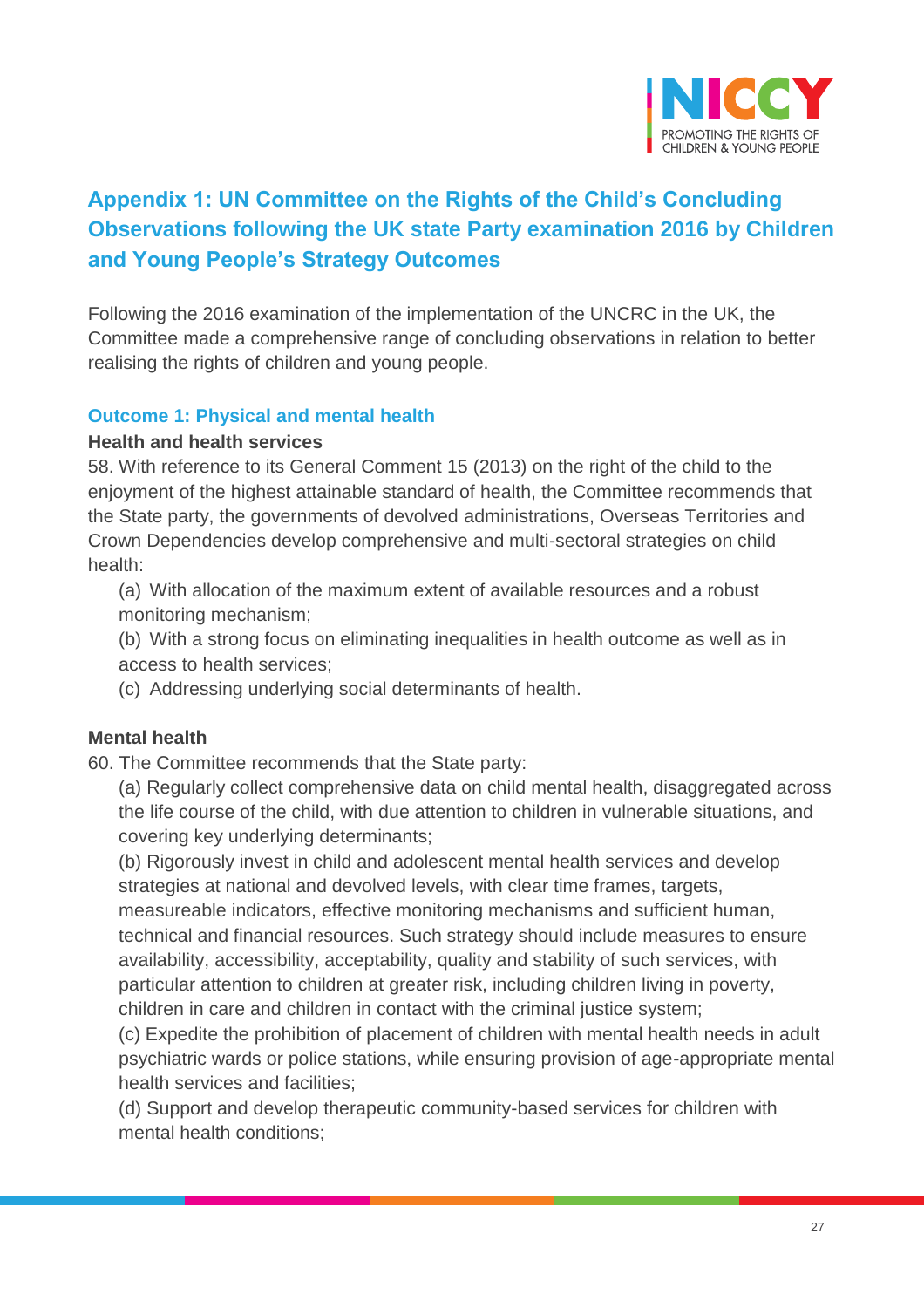# Appendix 1: UN Committee on the Rights of the Child's Concluding Observations following the UK state Party examination 2016 by Children and Young People's Strategy Outcomes

Following the 2016 examination of the implementation of the UNCRC in the UK, the Committee made a comprehensive range of concluding observations in relation to better realising the rights of children and young people.

## Outcome 1: Physical and mental health

**Health and health services**

58. With reference to its General Comment 15 (2013) on the right of the child to the enjoyment of the highest attainable standard of health, the Committee recommends that the State party, the governments of devolved administrations, Overseas Territories and Crown Dependencies develop comprehensive and multi-sectoral strategies on child health:

(a) With allocation of the maximum extent of available resources and a robust monitoring mechanism;

(b) With a strong focus on eliminating inequalities in health outcome as well as in access to health services;

(c) Addressing underlying social determinants of health.

**Mental health**

60. The Committee recommends that the State party:

(a) Regularly collect comprehensive data on child mental health, disaggregated across the life course of the child, with due attention to children in vulnerable situations, and covering key underlying determinants;

(b) Rigorously invest in child and adolescent mental health services and develop strategies at national and devolved levels, with clear time frames, targets, measureable indicators, effective monitoring mechanisms and sufficient human, technical and financial resources. Such strategy should include measures to ensure availability, accessibility, acceptability, quality and stability of such services, with particular attention to children at greater risk, including children living in poverty, children in care and children in contact with the criminal justice system;

(c) Expedite the prohibition of placement of children with mental health needs in adult psychiatric wards or police stations, while ensuring provision of age-appropriate mental health services and facilities;

(d) Support and develop therapeutic community-based services for children with mental health conditions;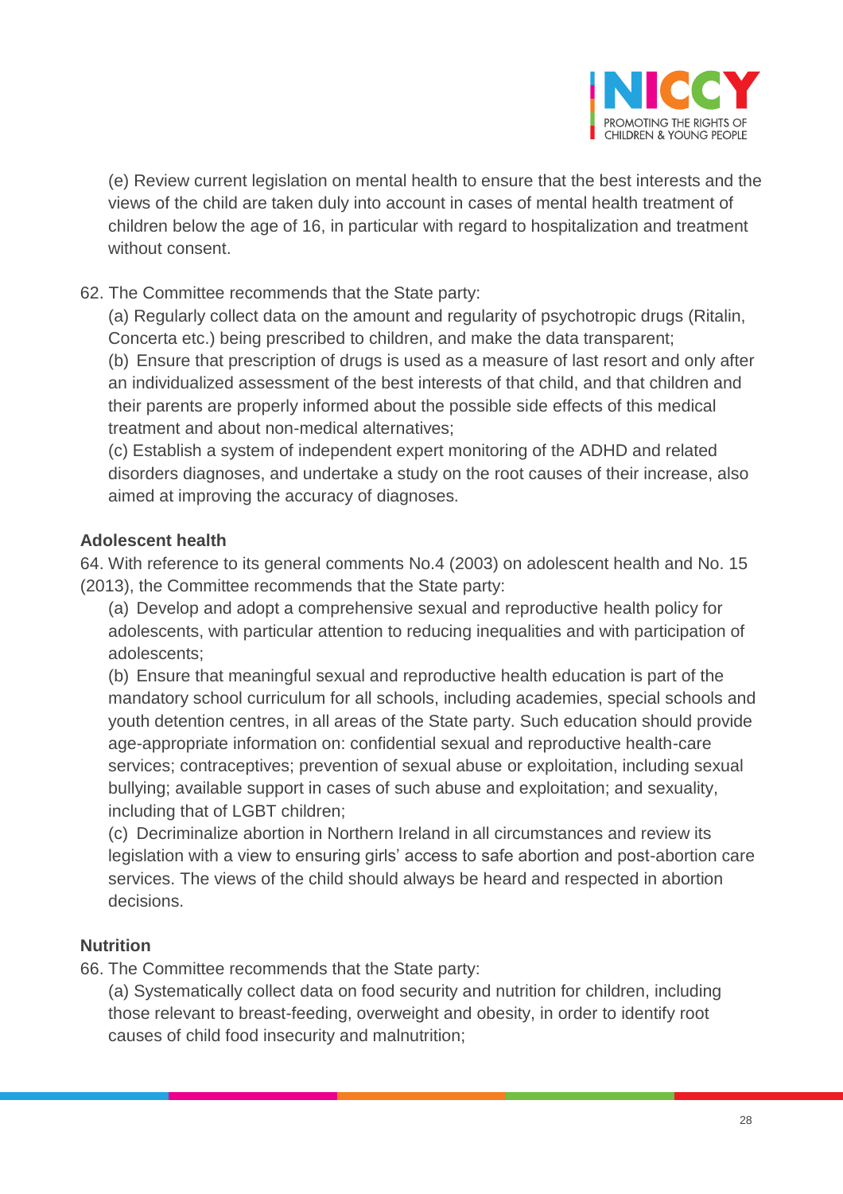(e) Review current legislation on mental health to ensure that the best interests and the views of the child are taken duly into account in cases of mental health treatment of children below the age of 16, in particular with regard to hospitalization and treatment without consent.

62. The Committee recommends that the State party:

(a) Regularly collect data on the amount and regularity of psychotropic drugs (Ritalin, Concerta etc.) being prescribed to children, and make the data transparent;

(b) Ensure that prescription of drugs is used as a measure of last resort and only after an individualized assessment of the best interests of that child, and that children and their parents are properly informed about the possible side effects of this medical treatment and about non-medical alternatives;

(c) Establish a system of independent expert monitoring of the ADHD and related disorders diagnoses, and undertake a study on the root causes of their increase, also aimed at improving the accuracy of diagnoses.

**Adolescent health**

64. With reference to its general comments No.4 (2003) on adolescent health and No. 15 (2013), the Committee recommends that the State party:

(a) Develop and adopt a comprehensive sexual and reproductive health policy for adolescents, with particular attention to reducing inequalities and with participation of adolescents;

(b) Ensure that meaningful sexual and reproductive health education is part of the mandatory school curriculum for all schools, including academies, special schools and youth detention centres, in all areas of the State party. Such education should provide age-appropriate information on: confidential sexual and reproductive health-care services; contraceptives; prevention of sexual abuse or exploitation, including sexual bullying; available support in cases of such abuse and exploitation; and sexuality, including that of LGBT children;

(c) Decriminalize abortion in Northern Ireland in all circumstances and review its legislation with a view to ensuring girls' access to safe abortion and post-abortion care services. The views of the child should always be heard and respected in abortion decisions.

**Nutrition**

66. The Committee recommends that the State party:

(a) Systematically collect data on food security and nutrition for children, including those relevant to breast-feeding, overweight and obesity, in order to identify root causes of child food insecurity and malnutrition;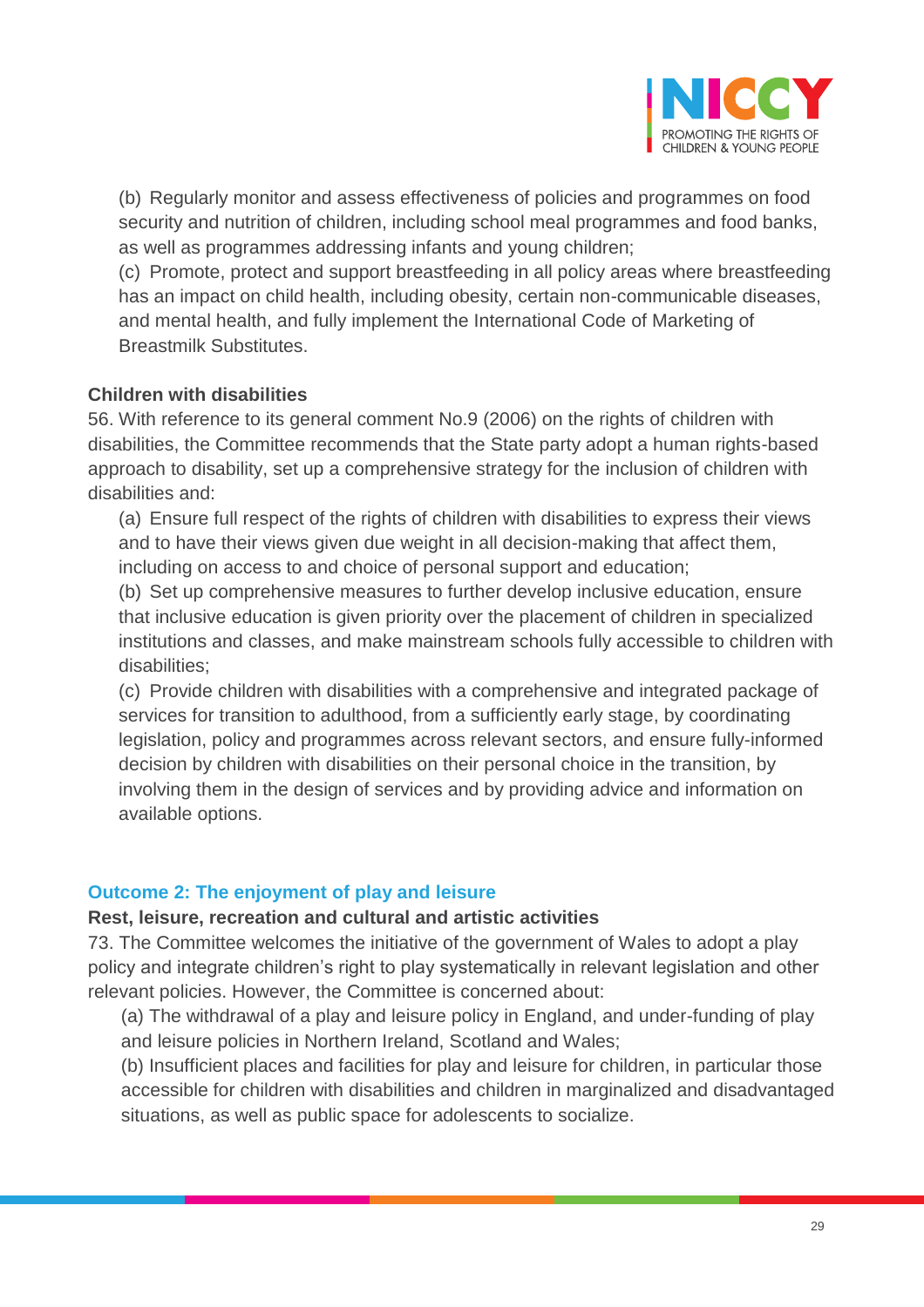(b) Regularly monitor and assess effectiveness of policies and programmes on food security and nutrition of children, including school meal programmes and food banks, as well as programmes addressing infants and young children;

(c) Promote, protect and support breastfeeding in all policy areas where breastfeeding has an impact on child health, including obesity, certain non-communicable diseases, and mental health, and fully implement the International Code of Marketing of Breastmilk Substitutes.

**Children with disabilities**

56. With reference to its general comment No.9 (2006) on the rights of children with disabilities, the Committee recommends that the State party adopt a human rights-based approach to disability, set up a comprehensive strategy for the inclusion of children with disabilities and:

(a) Ensure full respect of the rights of children with disabilities to express their views and to have their views given due weight in all decision-making that affect them, including on access to and choice of personal support and education;

(b) Set up comprehensive measures to further develop inclusive education, ensure that inclusive education is given priority over the placement of children in specialized institutions and classes, and make mainstream schools fully accessible to children with disabilities;

(c) Provide children with disabilities with a comprehensive and integrated package of services for transition to adulthood, from a sufficiently early stage, by coordinating legislation, policy and programmes across relevant sectors, and ensure fully-informed decision by children with disabilities on their personal choice in the transition, by involving them in the design of services and by providing advice and information on available options.

## Outcome 2: The enjoyment of play and leisure

**Rest, leisure, recreation and cultural and artistic activities**

73. The Committee welcomes the initiative of the government of Wales to adopt a play policy and integrate children's right to play systematically in relevant legislation and other relevant policies. However, the Committee is concerned about:

(a) The withdrawal of a play and leisure policy in England, and under-funding of play and leisure policies in Northern Ireland, Scotland and Wales;

(b) Insufficient places and facilities for play and leisure for children, in particular those accessible for children with disabilities and children in marginalized and disadvantaged situations, as well as public space for adolescents to socialize.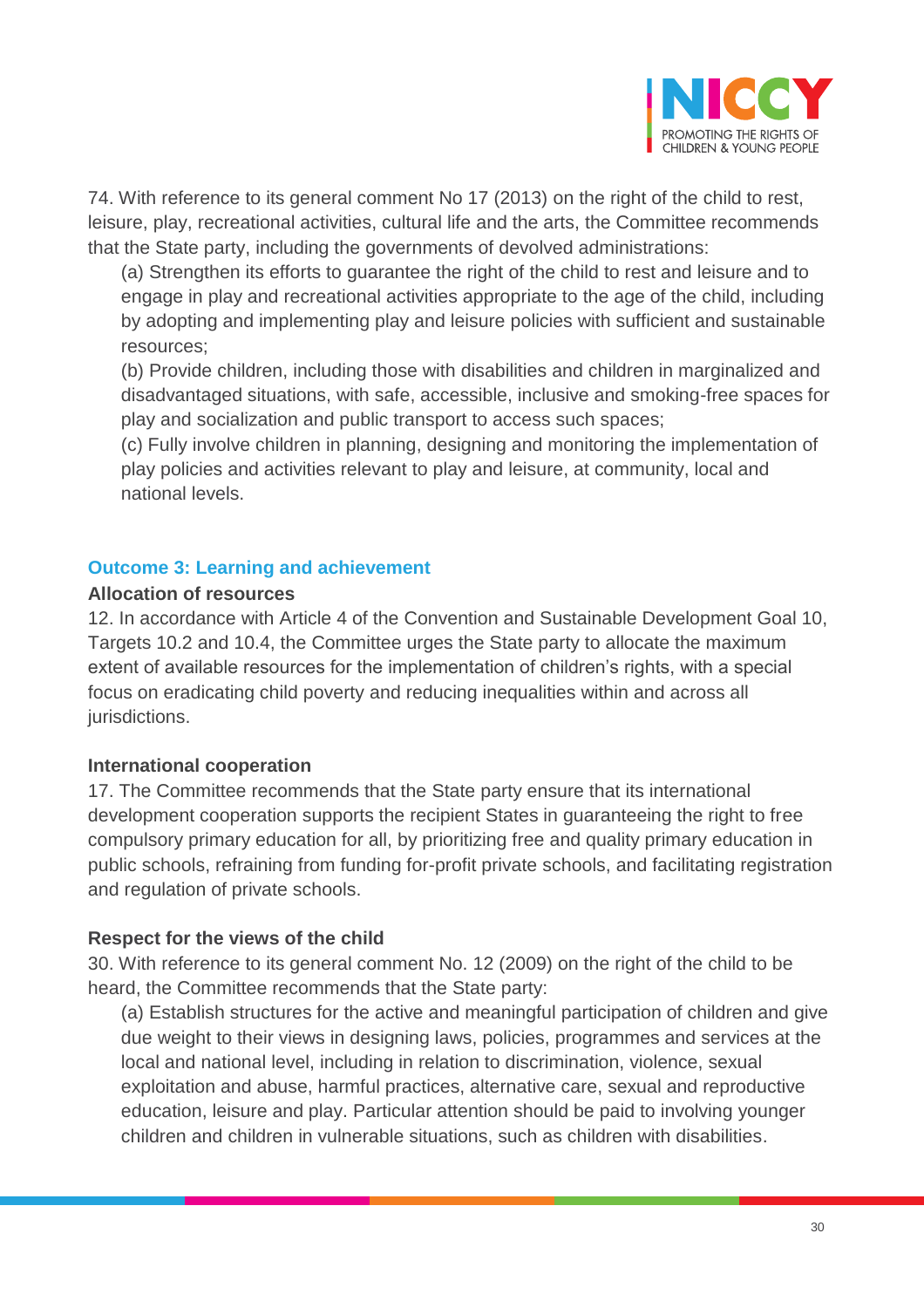74. With reference to its general comment No 17 (2013) on the right of the child to rest, leisure, play, recreational activities, cultural life and the arts, the Committee recommends that the State party, including the governments of devolved administrations:

(a) Strengthen its efforts to guarantee the right of the child to rest and leisure and to engage in play and recreational activities appropriate to the age of the child, including by adopting and implementing play and leisure policies with sufficient and sustainable resources;

(b) Provide children, including those with disabilities and children in marginalized and disadvantaged situations, with safe, accessible, inclusive and smoking-free spaces for play and socialization and public transport to access such spaces;

(c) Fully involve children in planning, designing and monitoring the implementation of play policies and activities relevant to play and leisure, at community, local and national levels.

## Outcome 3: Learning and achievement

**Allocation of resources**

12. In accordance with Article 4 of the Convention and Sustainable Development Goal 10, Targets 10.2 and 10.4, the Committee urges the State party to allocate the maximum extent of available resources for the implementation of children's rights, with a special focus on eradicating child poverty and reducing inequalities within and across all jurisdictions.

**International cooperation**

17. The Committee recommends that the State party ensure that its international development cooperation supports the recipient States in guaranteeing the right to free compulsory primary education for all, by prioritizing free and quality primary education in public schools, refraining from funding for-profit private schools, and facilitating registration and regulation of private schools.

**Respect for the views of the child**

30. With reference to its general comment No. 12 (2009) on the right of the child to be heard, the Committee recommends that the State party:

(a) Establish structures for the active and meaningful participation of children and give due weight to their views in designing laws, policies, programmes and services at the local and national level, including in relation to discrimination, violence, sexual exploitation and abuse, harmful practices, alternative care, sexual and reproductive education, leisure and play. Particular attention should be paid to involving younger children and children in vulnerable situations, such as children with disabilities.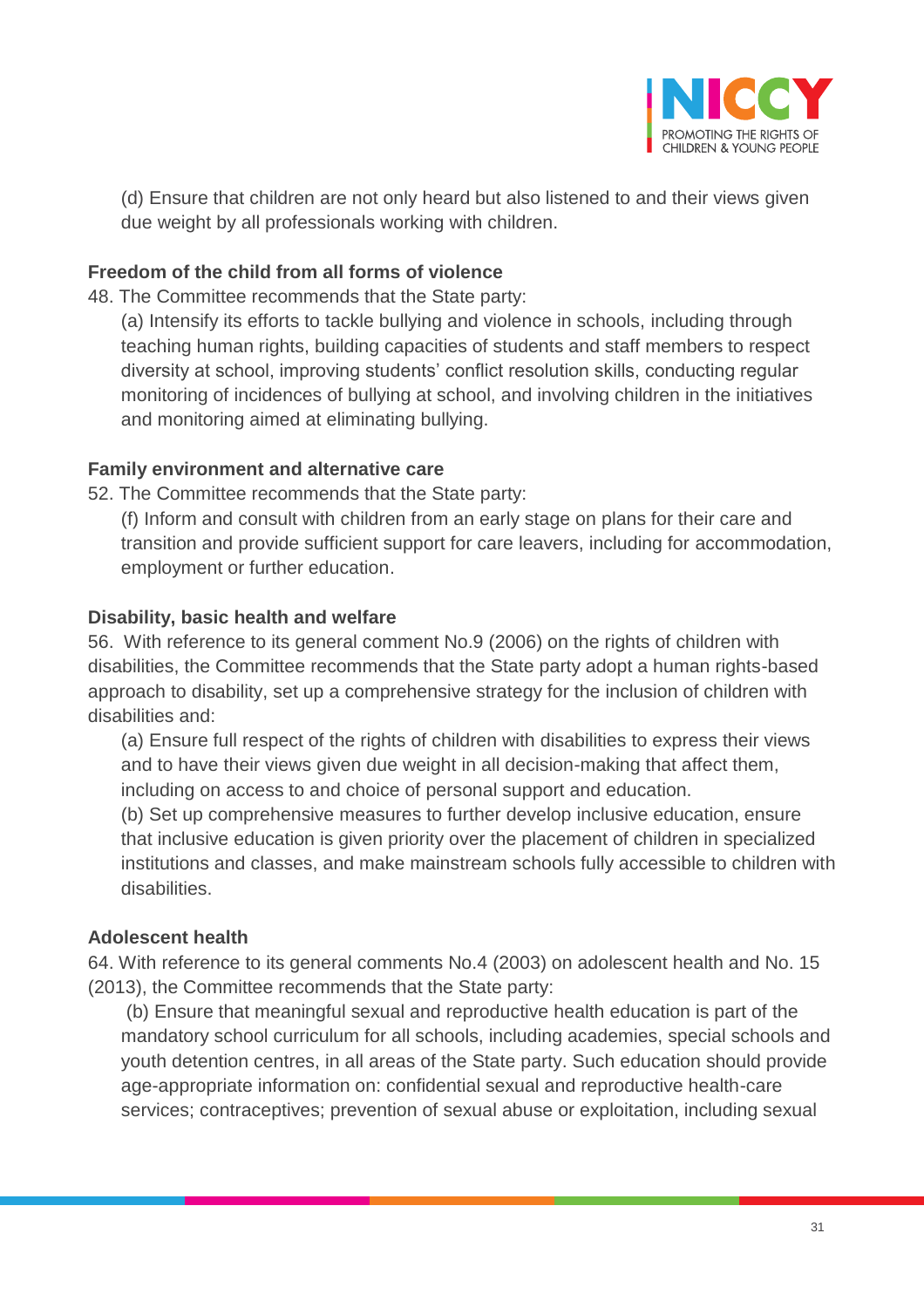(d) Ensure that children are not only heard but also listened to and their views given due weight by all professionals working with children.

**Freedom of the child from all forms of violence**

48. The Committee recommends that the State party:

   (a) Intensify its efforts to tackle bullying and violence in schools, including through teaching human rights, building capacities of students and staff members to respect diversity at school, improving students' conflict resolution skills, conducting regular monitoring of incidences of bullying at school, and involving children in the initiatives and monitoring aimed at eliminating bullying.

**Family environment and alternative care**

52. The Committee recommends that the State party:

   (f) Inform and consult with children from an early stage on plans for their care and transition and provide sufficient support for care leavers, including for accommodation, employment or further education.

**Disability, basic health and welfare**

56. With reference to its general comment No.9 (2006) on the rights of children with disabilities, the Committee recommends that the State party adopt a human rights-based approach to disability, set up a comprehensive strategy for the inclusion of children with disabilities and:

   (a) Ensure full respect of the rights of children with disabilities to express their views and to have their views given due weight in all decision-making that affect them, including on access to and choice of personal support and education.

   (b) Set up comprehensive measures to further develop inclusive education, ensure that inclusive education is given priority over the placement of children in specialized institutions and classes, and make mainstream schools fully accessible to children with disabilities.

**Adolescent health**

64. With reference to its general comments No.4 (2003) on adolescent health and No. 15 (2013), the Committee recommends that the State party:

   (b) Ensure that meaningful sexual and reproductive health education is part of the mandatory school curriculum for all schools, including academies, special schools and youth detention centres, in all areas of the State party. Such education should provide age-appropriate information on: confidential sexual and reproductive health-care services; contraceptives; prevention of sexual abuse or exploitation, including sexual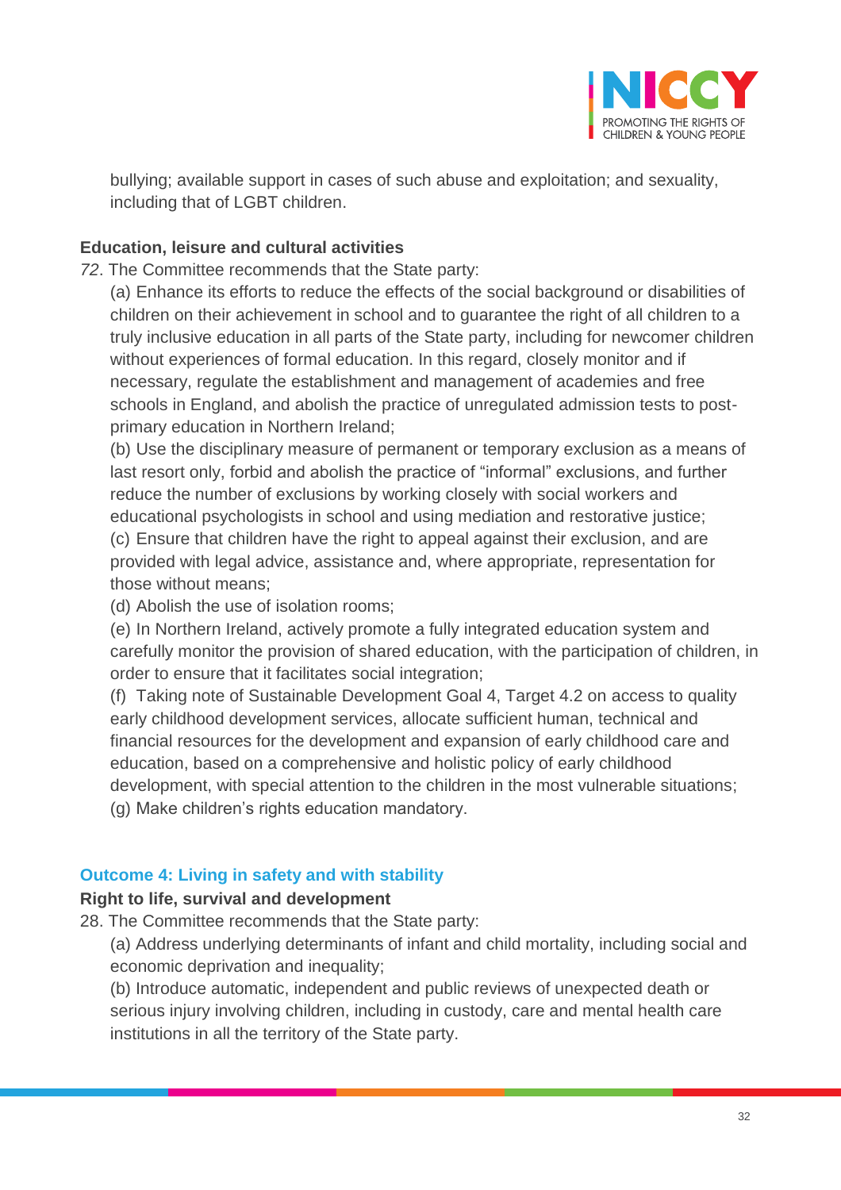bullying; available support in cases of such abuse and exploitation; and sexuality, including that of LGBT children.

**Education, leisure and cultural activities**

*72*. The Committee recommends that the State party:

(a) Enhance its efforts to reduce the effects of the social background or disabilities of children on their achievement in school and to guarantee the right of all children to a truly inclusive education in all parts of the State party, including for newcomer children without experiences of formal education. In this regard, closely monitor and if necessary, regulate the establishment and management of academies and free schools in England, and abolish the practice of unregulated admission tests to post-primary education in Northern Ireland;

(b) Use the disciplinary measure of permanent or temporary exclusion as a means of last resort only, forbid and abolish the practice of "informal" exclusions, and further reduce the number of exclusions by working closely with social workers and educational psychologists in school and using mediation and restorative justice;

(c) Ensure that children have the right to appeal against their exclusion, and are provided with legal advice, assistance and, where appropriate, representation for those without means;

(d) Abolish the use of isolation rooms;

(e) In Northern Ireland, actively promote a fully integrated education system and carefully monitor the provision of shared education, with the participation of children, in order to ensure that it facilitates social integration;

(f) Taking note of Sustainable Development Goal 4, Target 4.2 on access to quality early childhood development services, allocate sufficient human, technical and financial resources for the development and expansion of early childhood care and education, based on a comprehensive and holistic policy of early childhood development, with special attention to the children in the most vulnerable situations;

(g) Make children's rights education mandatory.

## Outcome 4: Living in safety and with stability

**Right to life, survival and development**

28. The Committee recommends that the State party:

(a) Address underlying determinants of infant and child mortality, including social and economic deprivation and inequality;

(b) Introduce automatic, independent and public reviews of unexpected death or serious injury involving children, including in custody, care and mental health care institutions in all the territory of the State party.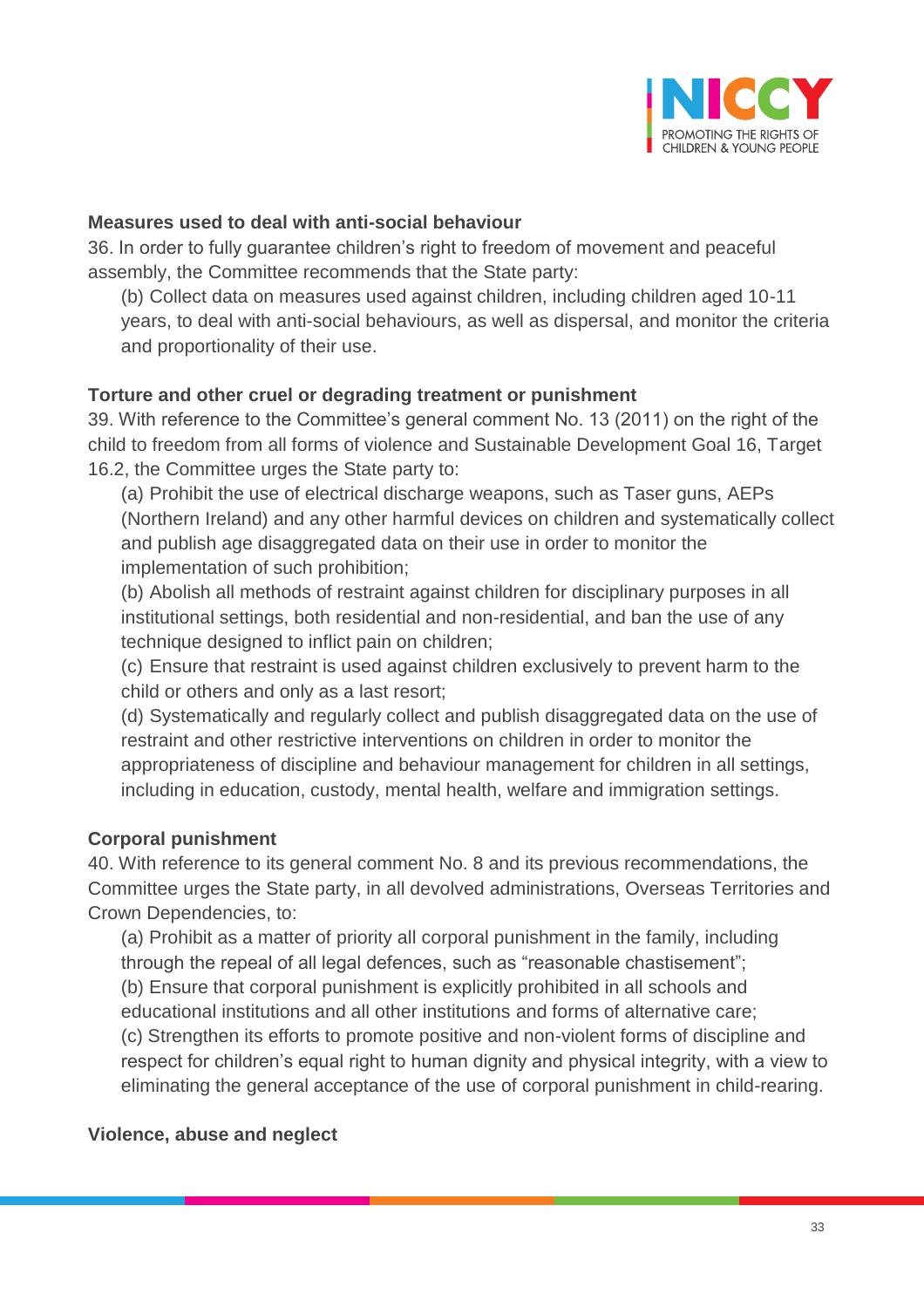**Measures used to deal with anti-social behaviour**

36. In order to fully guarantee children's right to freedom of movement and peaceful assembly, the Committee recommends that the State party:

(b) Collect data on measures used against children, including children aged 10-11 years, to deal with anti-social behaviours, as well as dispersal, and monitor the criteria and proportionality of their use.

**Torture and other cruel or degrading treatment or punishment**

39. With reference to the Committee's general comment No. 13 (2011) on the right of the child to freedom from all forms of violence and Sustainable Development Goal 16, Target 16.2, the Committee urges the State party to:

(a) Prohibit the use of electrical discharge weapons, such as Taser guns, AEPs (Northern Ireland) and any other harmful devices on children and systematically collect and publish age disaggregated data on their use in order to monitor the implementation of such prohibition;

(b) Abolish all methods of restraint against children for disciplinary purposes in all institutional settings, both residential and non-residential, and ban the use of any technique designed to inflict pain on children;

(c) Ensure that restraint is used against children exclusively to prevent harm to the child or others and only as a last resort;

(d) Systematically and regularly collect and publish disaggregated data on the use of restraint and other restrictive interventions on children in order to monitor the appropriateness of discipline and behaviour management for children in all settings, including in education, custody, mental health, welfare and immigration settings.

**Corporal punishment**

40. With reference to its general comment No. 8 and its previous recommendations, the Committee urges the State party, in all devolved administrations, Overseas Territories and Crown Dependencies, to:

(a) Prohibit as a matter of priority all corporal punishment in the family, including through the repeal of all legal defences, such as "reasonable chastisement";

(b) Ensure that corporal punishment is explicitly prohibited in all schools and educational institutions and all other institutions and forms of alternative care;

(c) Strengthen its efforts to promote positive and non-violent forms of discipline and respect for children's equal right to human dignity and physical integrity, with a view to eliminating the general acceptance of the use of corporal punishment in child-rearing.

**Violence, abuse and neglect**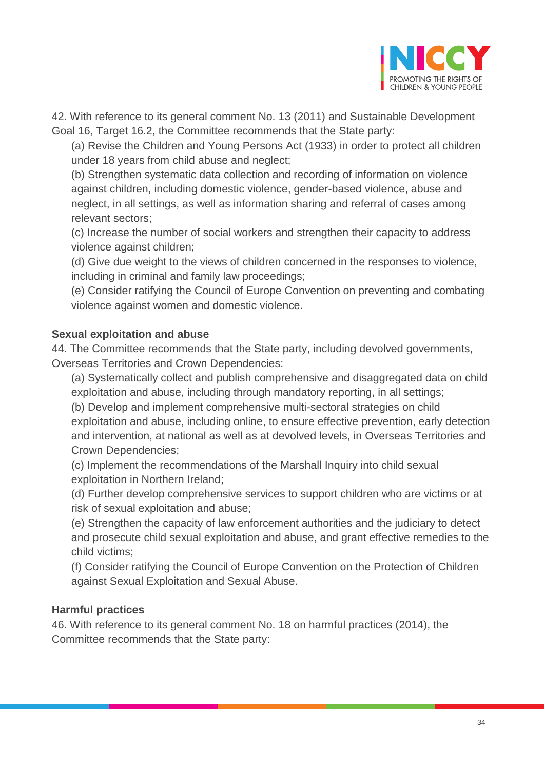42. With reference to its general comment No. 13 (2011) and Sustainable Development Goal 16, Target 16.2, the Committee recommends that the State party:

(a) Revise the Children and Young Persons Act (1933) in order to protect all children under 18 years from child abuse and neglect;

(b) Strengthen systematic data collection and recording of information on violence against children, including domestic violence, gender-based violence, abuse and neglect, in all settings, as well as information sharing and referral of cases among relevant sectors;

(c) Increase the number of social workers and strengthen their capacity to address violence against children;

(d) Give due weight to the views of children concerned in the responses to violence, including in criminal and family law proceedings;

(e) Consider ratifying the Council of Europe Convention on preventing and combating violence against women and domestic violence.

**Sexual exploitation and abuse**

44. The Committee recommends that the State party, including devolved governments, Overseas Territories and Crown Dependencies:

(a) Systematically collect and publish comprehensive and disaggregated data on child exploitation and abuse, including through mandatory reporting, in all settings;

(b) Develop and implement comprehensive multi-sectoral strategies on child exploitation and abuse, including online, to ensure effective prevention, early detection and intervention, at national as well as at devolved levels, in Overseas Territories and Crown Dependencies;

(c) Implement the recommendations of the Marshall Inquiry into child sexual exploitation in Northern Ireland;

(d) Further develop comprehensive services to support children who are victims or at risk of sexual exploitation and abuse;

(e) Strengthen the capacity of law enforcement authorities and the judiciary to detect and prosecute child sexual exploitation and abuse, and grant effective remedies to the child victims;

(f) Consider ratifying the Council of Europe Convention on the Protection of Children against Sexual Exploitation and Sexual Abuse.

**Harmful practices**

46. With reference to its general comment No. 18 on harmful practices (2014), the Committee recommends that the State party: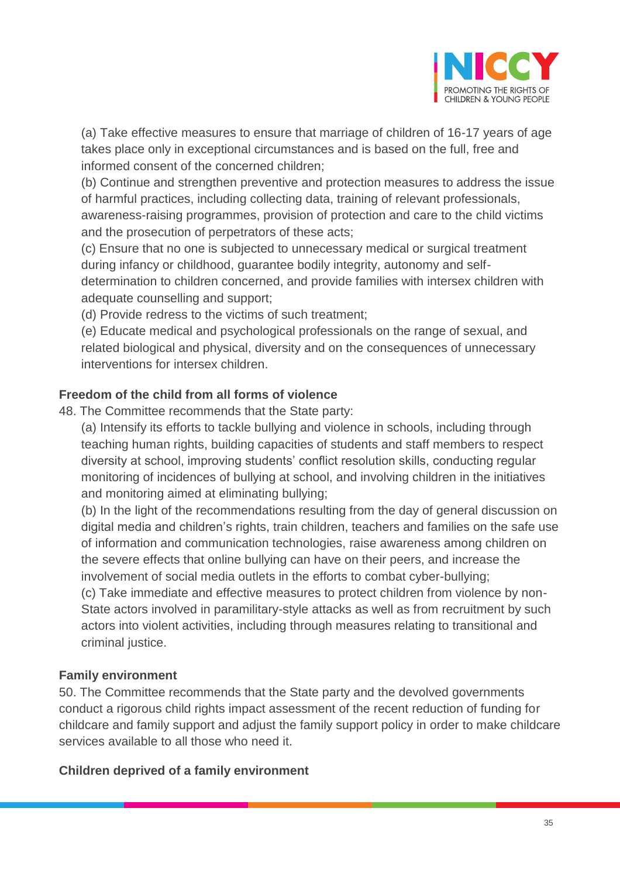(a) Take effective measures to ensure that marriage of children of 16-17 years of age takes place only in exceptional circumstances and is based on the full, free and informed consent of the concerned children;
(b) Continue and strengthen preventive and protection measures to address the issue of harmful practices, including collecting data, training of relevant professionals, awareness-raising programmes, provision of protection and care to the child victims and the prosecution of perpetrators of these acts;
(c) Ensure that no one is subjected to unnecessary medical or surgical treatment during infancy or childhood, guarantee bodily integrity, autonomy and self-determination to children concerned, and provide families with intersex children with adequate counselling and support;
(d) Provide redress to the victims of such treatment;
(e) Educate medical and psychological professionals on the range of sexual, and related biological and physical, diversity and on the consequences of unnecessary interventions for intersex children.

**Freedom of the child from all forms of violence**

48. The Committee recommends that the State party:

(a) Intensify its efforts to tackle bullying and violence in schools, including through teaching human rights, building capacities of students and staff members to respect diversity at school, improving students' conflict resolution skills, conducting regular monitoring of incidences of bullying at school, and involving children in the initiatives and monitoring aimed at eliminating bullying;
(b) In the light of the recommendations resulting from the day of general discussion on digital media and children's rights, train children, teachers and families on the safe use of information and communication technologies, raise awareness among children on the severe effects that online bullying can have on their peers, and increase the involvement of social media outlets in the efforts to combat cyber-bullying;
(c) Take immediate and effective measures to protect children from violence by non-State actors involved in paramilitary-style attacks as well as from recruitment by such actors into violent activities, including through measures relating to transitional and criminal justice.

**Family environment**

50. The Committee recommends that the State party and the devolved governments conduct a rigorous child rights impact assessment of the recent reduction of funding for childcare and family support and adjust the family support policy in order to make childcare services available to all those who need it.

**Children deprived of a family environment**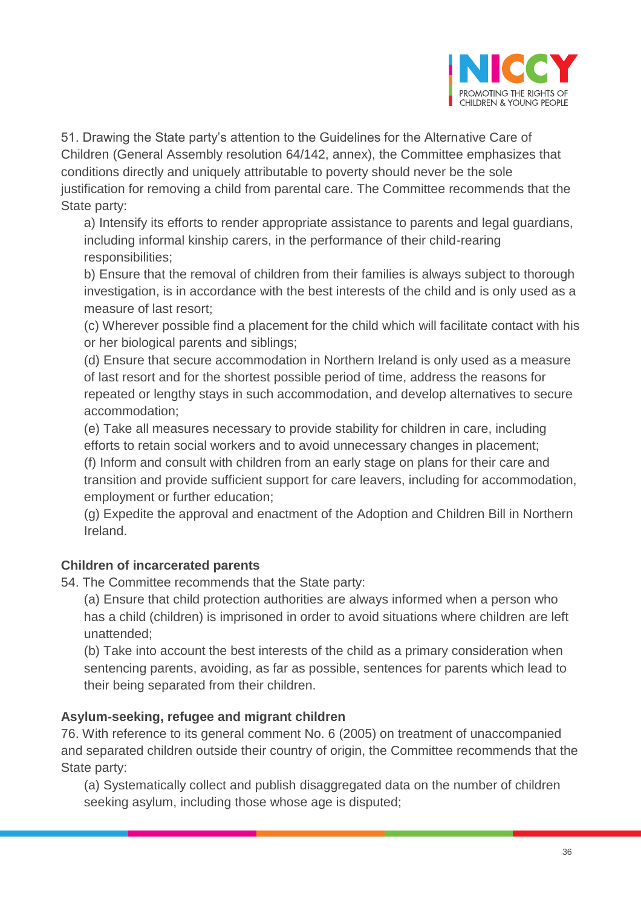51. Drawing the State party's attention to the Guidelines for the Alternative Care of Children (General Assembly resolution 64/142, annex), the Committee emphasizes that conditions directly and uniquely attributable to poverty should never be the sole justification for removing a child from parental care. The Committee recommends that the State party:

a) Intensify its efforts to render appropriate assistance to parents and legal guardians, including informal kinship carers, in the performance of their child-rearing responsibilities;

b) Ensure that the removal of children from their families is always subject to thorough investigation, is in accordance with the best interests of the child and is only used as a measure of last resort;

(c) Wherever possible find a placement for the child which will facilitate contact with his or her biological parents and siblings;

(d) Ensure that secure accommodation in Northern Ireland is only used as a measure of last resort and for the shortest possible period of time, address the reasons for repeated or lengthy stays in such accommodation, and develop alternatives to secure accommodation;

(e) Take all measures necessary to provide stability for children in care, including efforts to retain social workers and to avoid unnecessary changes in placement;

(f) Inform and consult with children from an early stage on plans for their care and transition and provide sufficient support for care leavers, including for accommodation, employment or further education;

(g) Expedite the approval and enactment of the Adoption and Children Bill in Northern Ireland.

**Children of incarcerated parents**

54. The Committee recommends that the State party:

(a) Ensure that child protection authorities are always informed when a person who has a child (children) is imprisoned in order to avoid situations where children are left unattended;

(b) Take into account the best interests of the child as a primary consideration when sentencing parents, avoiding, as far as possible, sentences for parents which lead to their being separated from their children.

**Asylum-seeking, refugee and migrant children**

76. With reference to its general comment No. 6 (2005) on treatment of unaccompanied and separated children outside their country of origin, the Committee recommends that the State party:

(a) Systematically collect and publish disaggregated data on the number of children seeking asylum, including those whose age is disputed;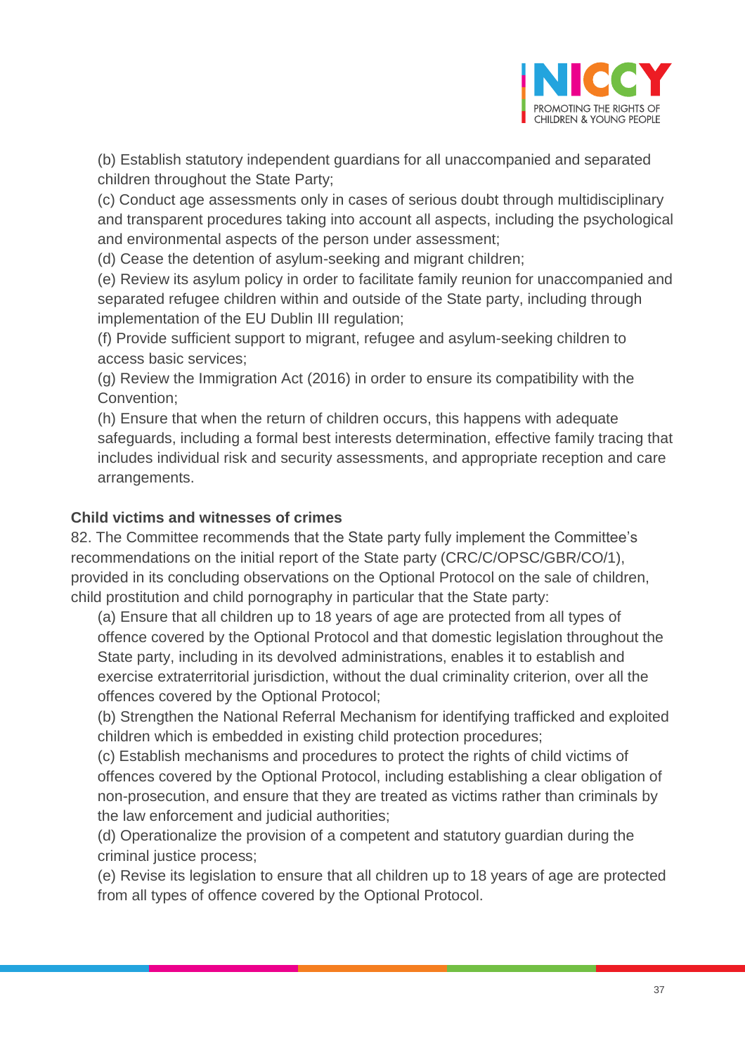(b) Establish statutory independent guardians for all unaccompanied and separated children throughout the State Party;
(c) Conduct age assessments only in cases of serious doubt through multidisciplinary and transparent procedures taking into account all aspects, including the psychological and environmental aspects of the person under assessment;
(d) Cease the detention of asylum-seeking and migrant children;
(e) Review its asylum policy in order to facilitate family reunion for unaccompanied and separated refugee children within and outside of the State party, including through implementation of the EU Dublin III regulation;
(f) Provide sufficient support to migrant, refugee and asylum-seeking children to access basic services;
(g) Review the Immigration Act (2016) in order to ensure its compatibility with the Convention;
(h) Ensure that when the return of children occurs, this happens with adequate safeguards, including a formal best interests determination, effective family tracing that includes individual risk and security assessments, and appropriate reception and care arrangements.

**Child victims and witnesses of crimes**

82. The Committee recommends that the State party fully implement the Committee's recommendations on the initial report of the State party (CRC/C/OPSC/GBR/CO/1), provided in its concluding observations on the Optional Protocol on the sale of children, child prostitution and child pornography in particular that the State party:

(a) Ensure that all children up to 18 years of age are protected from all types of offence covered by the Optional Protocol and that domestic legislation throughout the State party, including in its devolved administrations, enables it to establish and exercise extraterritorial jurisdiction, without the dual criminality criterion, over all the offences covered by the Optional Protocol;
(b) Strengthen the National Referral Mechanism for identifying trafficked and exploited children which is embedded in existing child protection procedures;
(c) Establish mechanisms and procedures to protect the rights of child victims of offences covered by the Optional Protocol, including establishing a clear obligation of non-prosecution, and ensure that they are treated as victims rather than criminals by the law enforcement and judicial authorities;
(d) Operationalize the provision of a competent and statutory guardian during the criminal justice process;
(e) Revise its legislation to ensure that all children up to 18 years of age are protected from all types of offence covered by the Optional Protocol.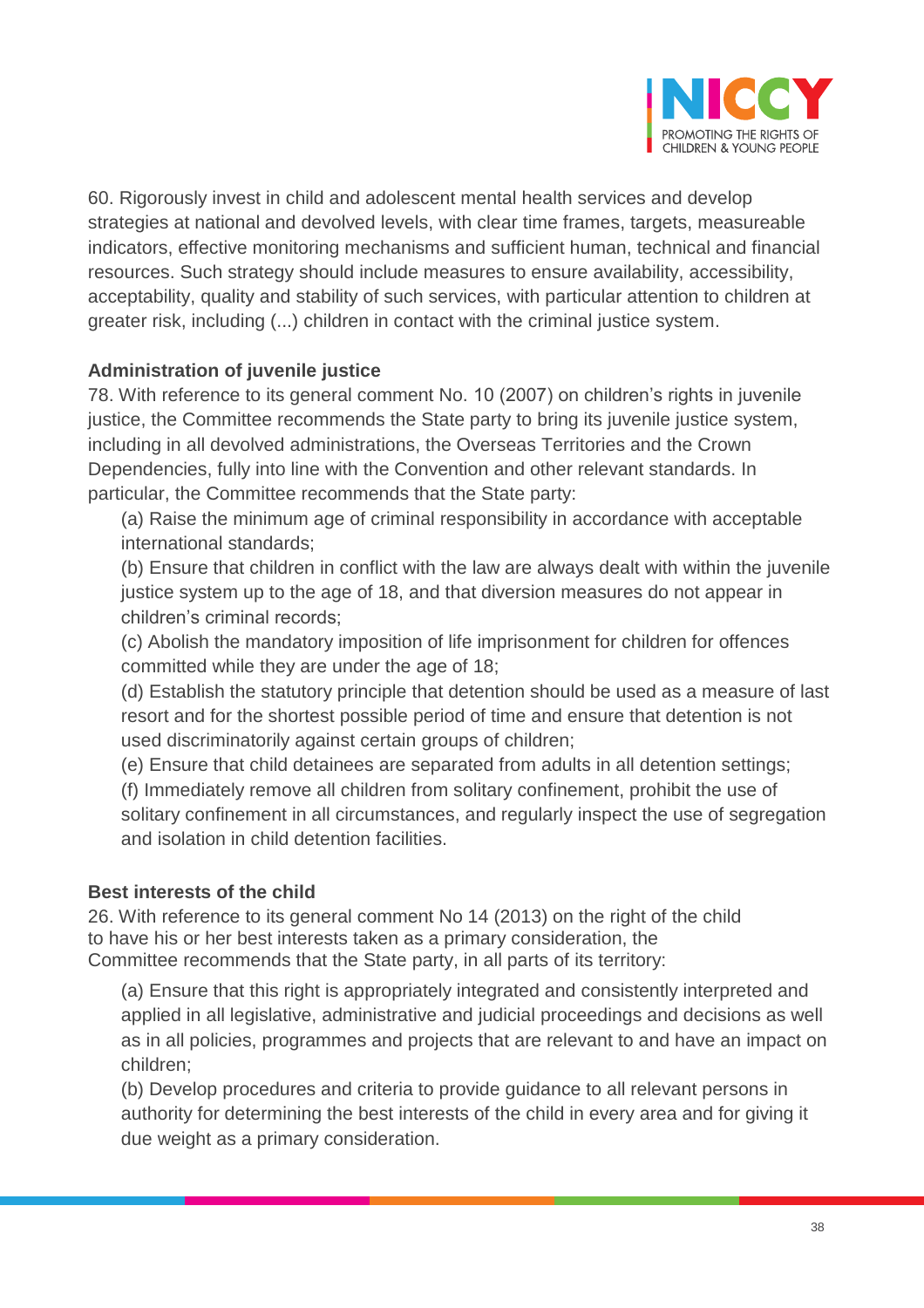60. Rigorously invest in child and adolescent mental health services and develop strategies at national and devolved levels, with clear time frames, targets, measureable indicators, effective monitoring mechanisms and sufficient human, technical and financial resources. Such strategy should include measures to ensure availability, accessibility, acceptability, quality and stability of such services, with particular attention to children at greater risk, including (...) children in contact with the criminal justice system.

**Administration of juvenile justice**

78. With reference to its general comment No. 10 (2007) on children's rights in juvenile justice, the Committee recommends the State party to bring its juvenile justice system, including in all devolved administrations, the Overseas Territories and the Crown Dependencies, fully into line with the Convention and other relevant standards. In particular, the Committee recommends that the State party:

(a) Raise the minimum age of criminal responsibility in accordance with acceptable international standards;

(b) Ensure that children in conflict with the law are always dealt with within the juvenile justice system up to the age of 18, and that diversion measures do not appear in children's criminal records;

(c) Abolish the mandatory imposition of life imprisonment for children for offences committed while they are under the age of 18;

(d) Establish the statutory principle that detention should be used as a measure of last resort and for the shortest possible period of time and ensure that detention is not used discriminatorily against certain groups of children;

(e) Ensure that child detainees are separated from adults in all detention settings;

(f) Immediately remove all children from solitary confinement, prohibit the use of solitary confinement in all circumstances, and regularly inspect the use of segregation and isolation in child detention facilities.

**Best interests of the child**

26. With reference to its general comment No 14 (2013) on the right of the child to have his or her best interests taken as a primary consideration, the Committee recommends that the State party, in all parts of its territory:

(a) Ensure that this right is appropriately integrated and consistently interpreted and applied in all legislative, administrative and judicial proceedings and decisions as well as in all policies, programmes and projects that are relevant to and have an impact on children;

(b) Develop procedures and criteria to provide guidance to all relevant persons in authority for determining the best interests of the child in every area and for giving it due weight as a primary consideration.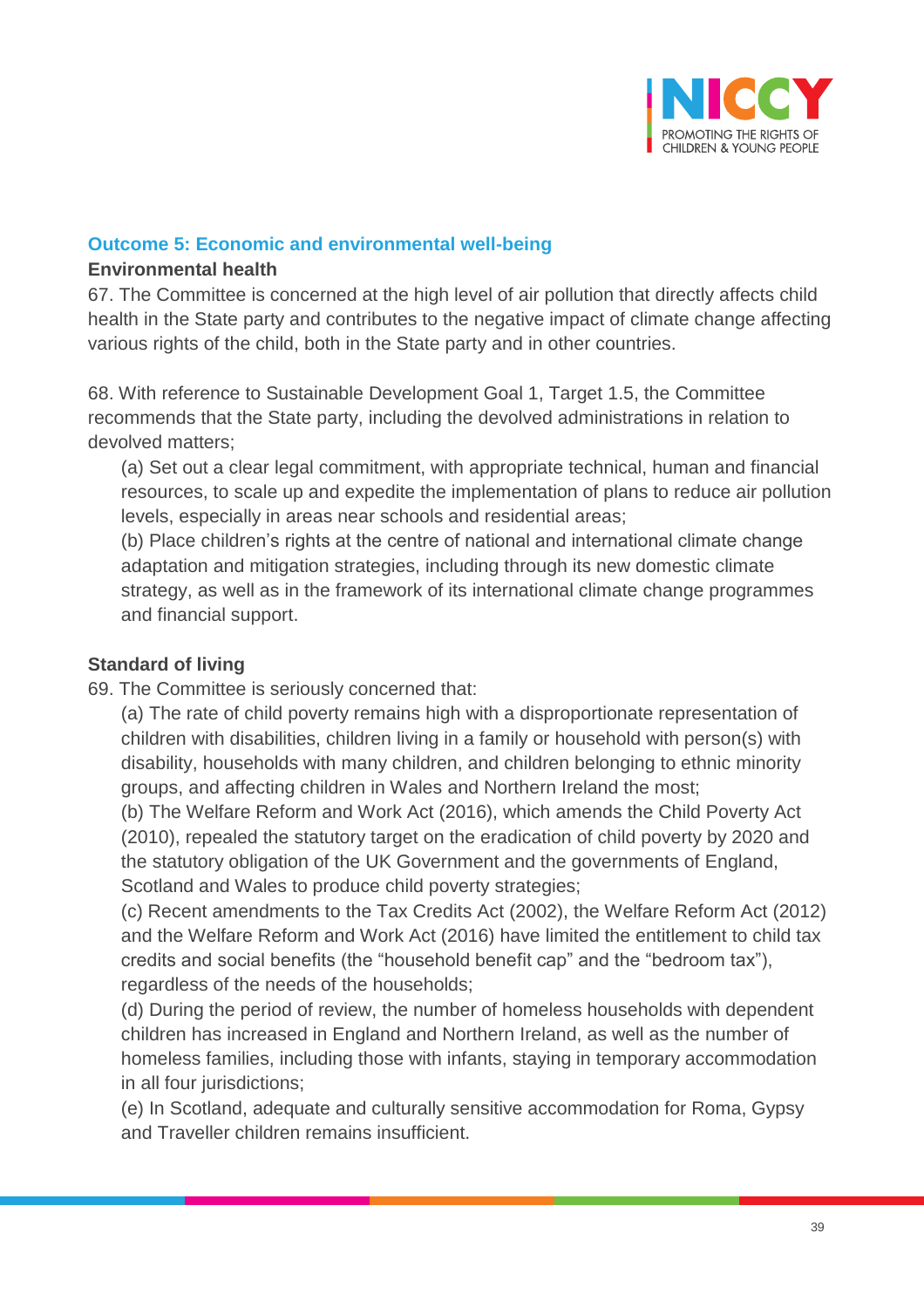### Outcome 5: Economic and environmental well-being

**Environmental health**

67. The Committee is concerned at the high level of air pollution that directly affects child health in the State party and contributes to the negative impact of climate change affecting various rights of the child, both in the State party and in other countries.

68. With reference to Sustainable Development Goal 1, Target 1.5, the Committee recommends that the State party, including the devolved administrations in relation to devolved matters;

(a) Set out a clear legal commitment, with appropriate technical, human and financial resources, to scale up and expedite the implementation of plans to reduce air pollution levels, especially in areas near schools and residential areas;
(b) Place children's rights at the centre of national and international climate change adaptation and mitigation strategies, including through its new domestic climate strategy, as well as in the framework of its international climate change programmes and financial support.

**Standard of living**

69. The Committee is seriously concerned that:

(a) The rate of child poverty remains high with a disproportionate representation of children with disabilities, children living in a family or household with person(s) with disability, households with many children, and children belonging to ethnic minority groups, and affecting children in Wales and Northern Ireland the most;
(b) The Welfare Reform and Work Act (2016), which amends the Child Poverty Act (2010), repealed the statutory target on the eradication of child poverty by 2020 and the statutory obligation of the UK Government and the governments of England, Scotland and Wales to produce child poverty strategies;
(c) Recent amendments to the Tax Credits Act (2002), the Welfare Reform Act (2012) and the Welfare Reform and Work Act (2016) have limited the entitlement to child tax credits and social benefits (the "household benefit cap" and the "bedroom tax"), regardless of the needs of the households;
(d) During the period of review, the number of homeless households with dependent children has increased in England and Northern Ireland, as well as the number of homeless families, including those with infants, staying in temporary accommodation in all four jurisdictions;
(e) In Scotland, adequate and culturally sensitive accommodation for Roma, Gypsy and Traveller children remains insufficient.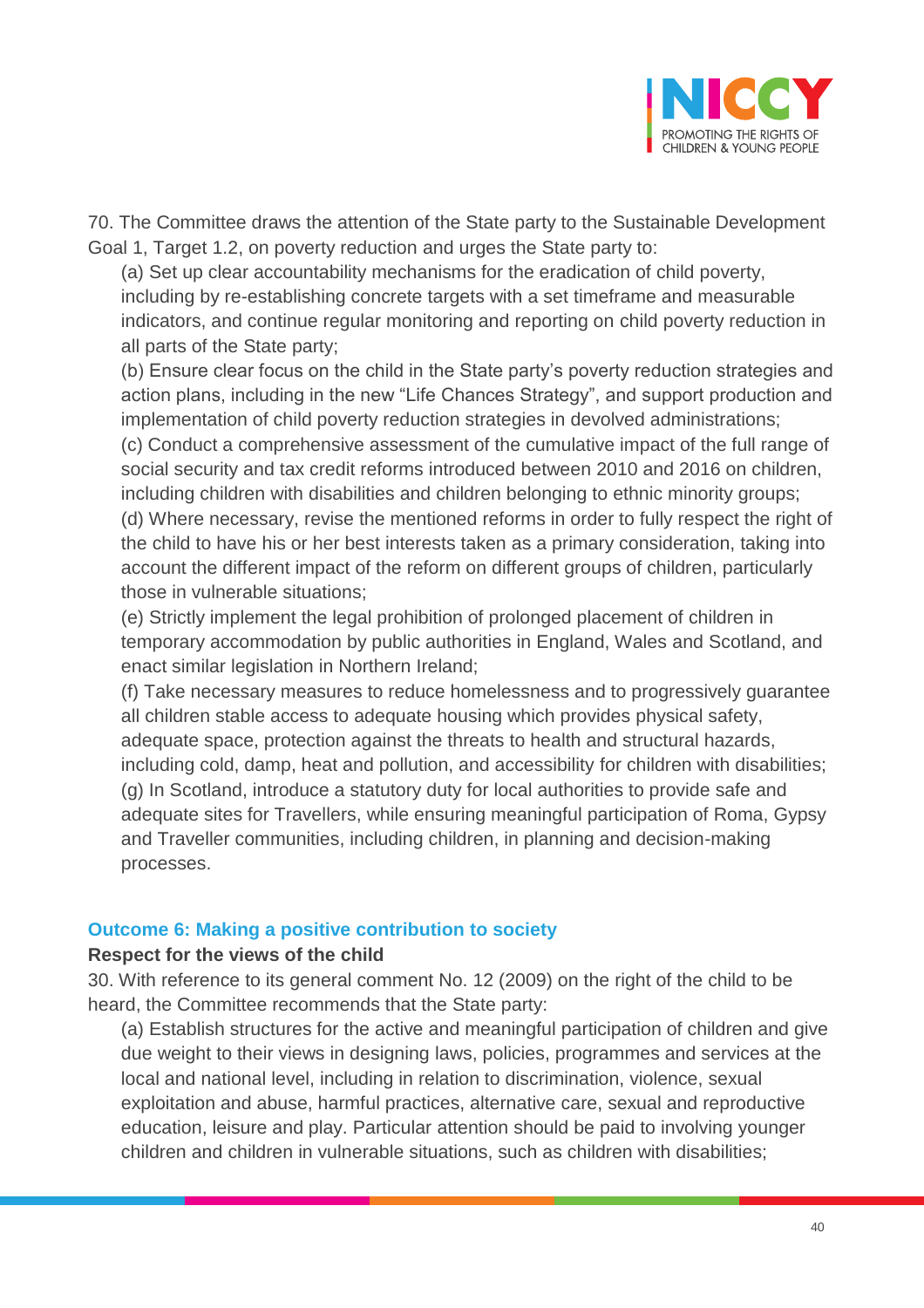70. The Committee draws the attention of the State party to the Sustainable Development Goal 1, Target 1.2, on poverty reduction and urges the State party to:

(a) Set up clear accountability mechanisms for the eradication of child poverty, including by re-establishing concrete targets with a set timeframe and measurable indicators, and continue regular monitoring and reporting on child poverty reduction in all parts of the State party;

(b) Ensure clear focus on the child in the State party's poverty reduction strategies and action plans, including in the new "Life Chances Strategy", and support production and implementation of child poverty reduction strategies in devolved administrations;

(c) Conduct a comprehensive assessment of the cumulative impact of the full range of social security and tax credit reforms introduced between 2010 and 2016 on children, including children with disabilities and children belonging to ethnic minority groups;

(d) Where necessary, revise the mentioned reforms in order to fully respect the right of the child to have his or her best interests taken as a primary consideration, taking into account the different impact of the reform on different groups of children, particularly those in vulnerable situations;

(e) Strictly implement the legal prohibition of prolonged placement of children in temporary accommodation by public authorities in England, Wales and Scotland, and enact similar legislation in Northern Ireland;

(f) Take necessary measures to reduce homelessness and to progressively guarantee all children stable access to adequate housing which provides physical safety, adequate space, protection against the threats to health and structural hazards, including cold, damp, heat and pollution, and accessibility for children with disabilities;

(g) In Scotland, introduce a statutory duty for local authorities to provide safe and adequate sites for Travellers, while ensuring meaningful participation of Roma, Gypsy and Traveller communities, including children, in planning and decision-making processes.

## Outcome 6: Making a positive contribution to society

**Respect for the views of the child**

30. With reference to its general comment No. 12 (2009) on the right of the child to be heard, the Committee recommends that the State party:

(a) Establish structures for the active and meaningful participation of children and give due weight to their views in designing laws, policies, programmes and services at the local and national level, including in relation to discrimination, violence, sexual exploitation and abuse, harmful practices, alternative care, sexual and reproductive education, leisure and play. Particular attention should be paid to involving younger children and children in vulnerable situations, such as children with disabilities;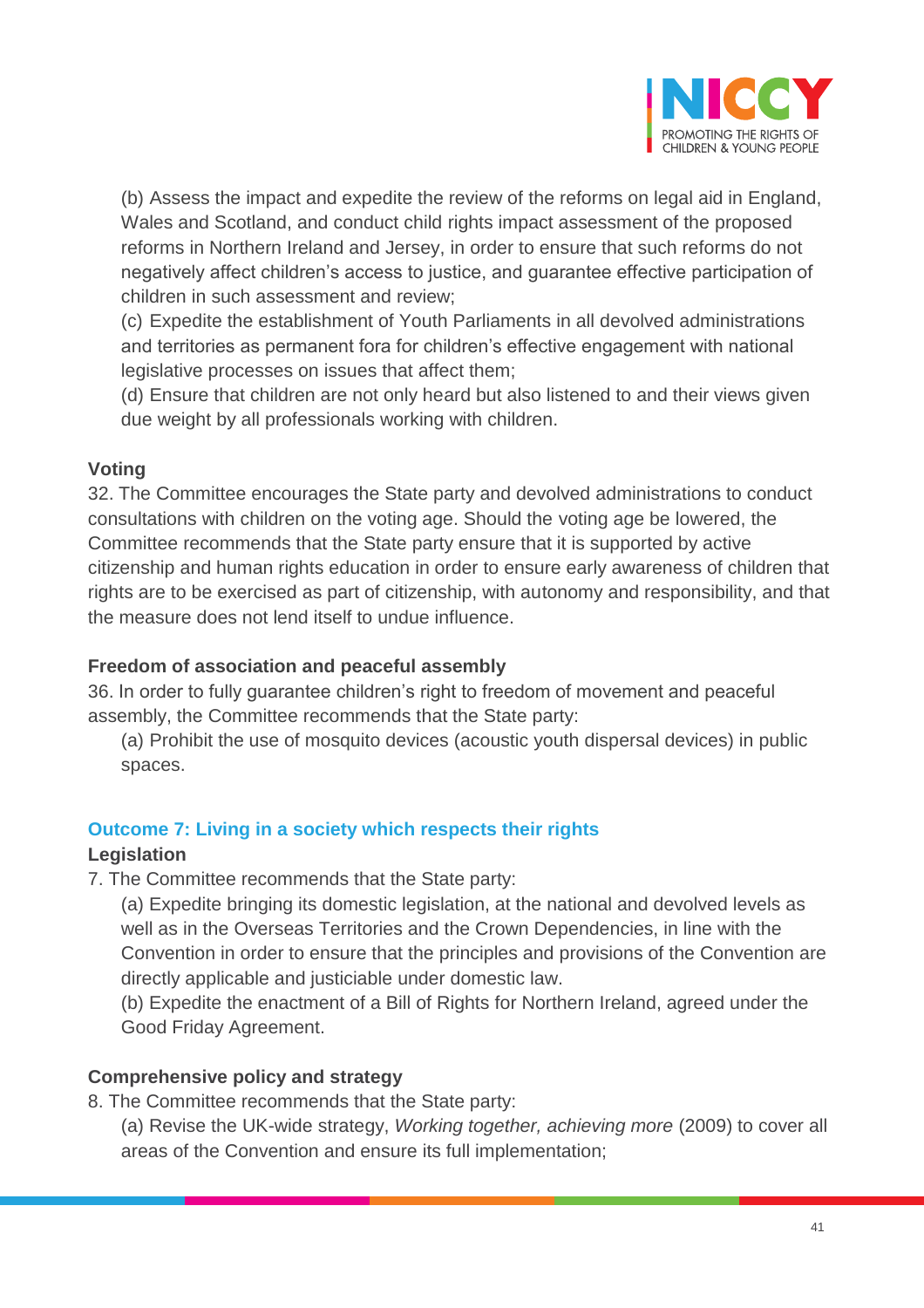(b) Assess the impact and expedite the review of the reforms on legal aid in England, Wales and Scotland, and conduct child rights impact assessment of the proposed reforms in Northern Ireland and Jersey, in order to ensure that such reforms do not negatively affect children's access to justice, and guarantee effective participation of children in such assessment and review;

(c) Expedite the establishment of Youth Parliaments in all devolved administrations and territories as permanent fora for children's effective engagement with national legislative processes on issues that affect them;

(d) Ensure that children are not only heard but also listened to and their views given due weight by all professionals working with children.

**Voting**

32. The Committee encourages the State party and devolved administrations to conduct consultations with children on the voting age. Should the voting age be lowered, the Committee recommends that the State party ensure that it is supported by active citizenship and human rights education in order to ensure early awareness of children that rights are to be exercised as part of citizenship, with autonomy and responsibility, and that the measure does not lend itself to undue influence.

**Freedom of association and peaceful assembly**

36. In order to fully guarantee children's right to freedom of movement and peaceful assembly, the Committee recommends that the State party:

(a) Prohibit the use of mosquito devices (acoustic youth dispersal devices) in public spaces.

## Outcome 7: Living in a society which respects their rights

**Legislation**

7. The Committee recommends that the State party:

(a) Expedite bringing its domestic legislation, at the national and devolved levels as well as in the Overseas Territories and the Crown Dependencies, in line with the Convention in order to ensure that the principles and provisions of the Convention are directly applicable and justiciable under domestic law.

(b) Expedite the enactment of a Bill of Rights for Northern Ireland, agreed under the Good Friday Agreement.

**Comprehensive policy and strategy**

8. The Committee recommends that the State party:

(a) Revise the UK-wide strategy, *Working together, achieving more* (2009) to cover all areas of the Convention and ensure its full implementation;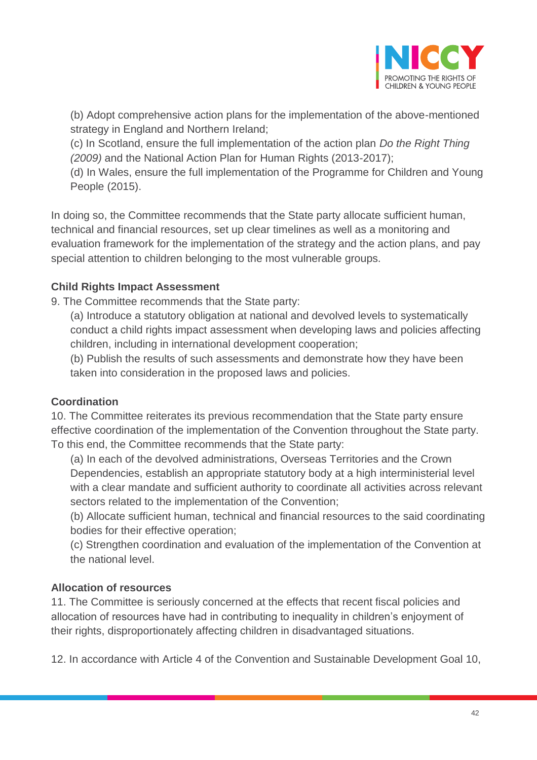(b) Adopt comprehensive action plans for the implementation of the above-mentioned strategy in England and Northern Ireland;
(c) In Scotland, ensure the full implementation of the action plan *Do the Right Thing (2009)* and the National Action Plan for Human Rights (2013-2017);
(d) In Wales, ensure the full implementation of the Programme for Children and Young People (2015).

In doing so, the Committee recommends that the State party allocate sufficient human, technical and financial resources, set up clear timelines as well as a monitoring and evaluation framework for the implementation of the strategy and the action plans, and pay special attention to children belonging to the most vulnerable groups.

**Child Rights Impact Assessment**

9. The Committee recommends that the State party:

(a) Introduce a statutory obligation at national and devolved levels to systematically conduct a child rights impact assessment when developing laws and policies affecting children, including in international development cooperation;
(b) Publish the results of such assessments and demonstrate how they have been taken into consideration in the proposed laws and policies.

**Coordination**

10. The Committee reiterates its previous recommendation that the State party ensure effective coordination of the implementation of the Convention throughout the State party. To this end, the Committee recommends that the State party:

(a) In each of the devolved administrations, Overseas Territories and the Crown Dependencies, establish an appropriate statutory body at a high interministerial level with a clear mandate and sufficient authority to coordinate all activities across relevant sectors related to the implementation of the Convention;
(b) Allocate sufficient human, technical and financial resources to the said coordinating bodies for their effective operation;
(c) Strengthen coordination and evaluation of the implementation of the Convention at the national level.

**Allocation of resources**

11. The Committee is seriously concerned at the effects that recent fiscal policies and allocation of resources have had in contributing to inequality in children's enjoyment of their rights, disproportionately affecting children in disadvantaged situations.

12. In accordance with Article 4 of the Convention and Sustainable Development Goal 10,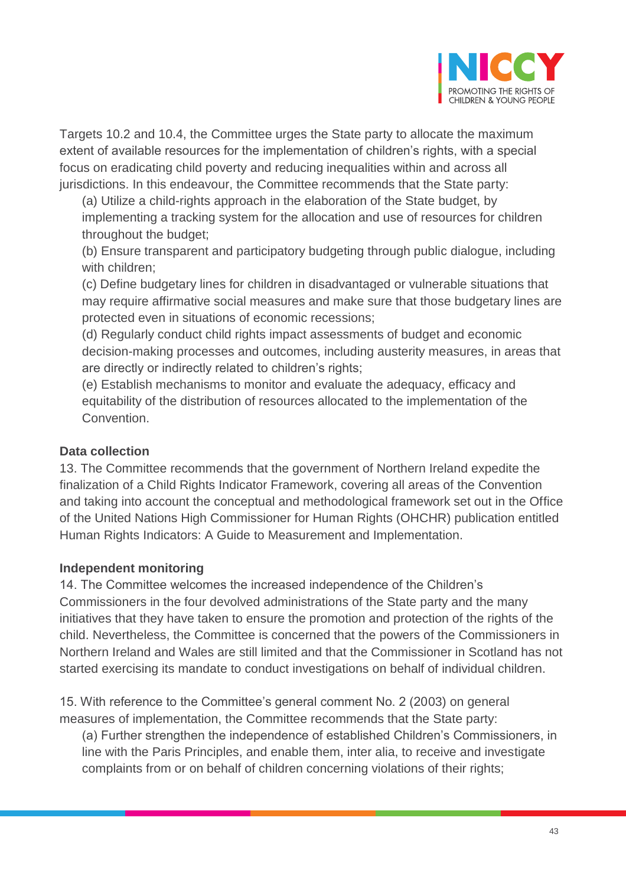Targets 10.2 and 10.4, the Committee urges the State party to allocate the maximum extent of available resources for the implementation of children's rights, with a special focus on eradicating child poverty and reducing inequalities within and across all jurisdictions. In this endeavour, the Committee recommends that the State party:

(a) Utilize a child-rights approach in the elaboration of the State budget, by implementing a tracking system for the allocation and use of resources for children throughout the budget;

(b) Ensure transparent and participatory budgeting through public dialogue, including with children;

(c) Define budgetary lines for children in disadvantaged or vulnerable situations that may require affirmative social measures and make sure that those budgetary lines are protected even in situations of economic recessions;

(d) Regularly conduct child rights impact assessments of budget and economic decision-making processes and outcomes, including austerity measures, in areas that are directly or indirectly related to children's rights;

(e) Establish mechanisms to monitor and evaluate the adequacy, efficacy and equitability of the distribution of resources allocated to the implementation of the Convention.

**Data collection**

13. The Committee recommends that the government of Northern Ireland expedite the finalization of a Child Rights Indicator Framework, covering all areas of the Convention and taking into account the conceptual and methodological framework set out in the Office of the United Nations High Commissioner for Human Rights (OHCHR) publication entitled Human Rights Indicators: A Guide to Measurement and Implementation.

**Independent monitoring**

14. The Committee welcomes the increased independence of the Children's Commissioners in the four devolved administrations of the State party and the many initiatives that they have taken to ensure the promotion and protection of the rights of the child. Nevertheless, the Committee is concerned that the powers of the Commissioners in Northern Ireland and Wales are still limited and that the Commissioner in Scotland has not started exercising its mandate to conduct investigations on behalf of individual children.

15. With reference to the Committee's general comment No. 2 (2003) on general measures of implementation, the Committee recommends that the State party:

(a) Further strengthen the independence of established Children's Commissioners, in line with the Paris Principles, and enable them, inter alia, to receive and investigate complaints from or on behalf of children concerning violations of their rights;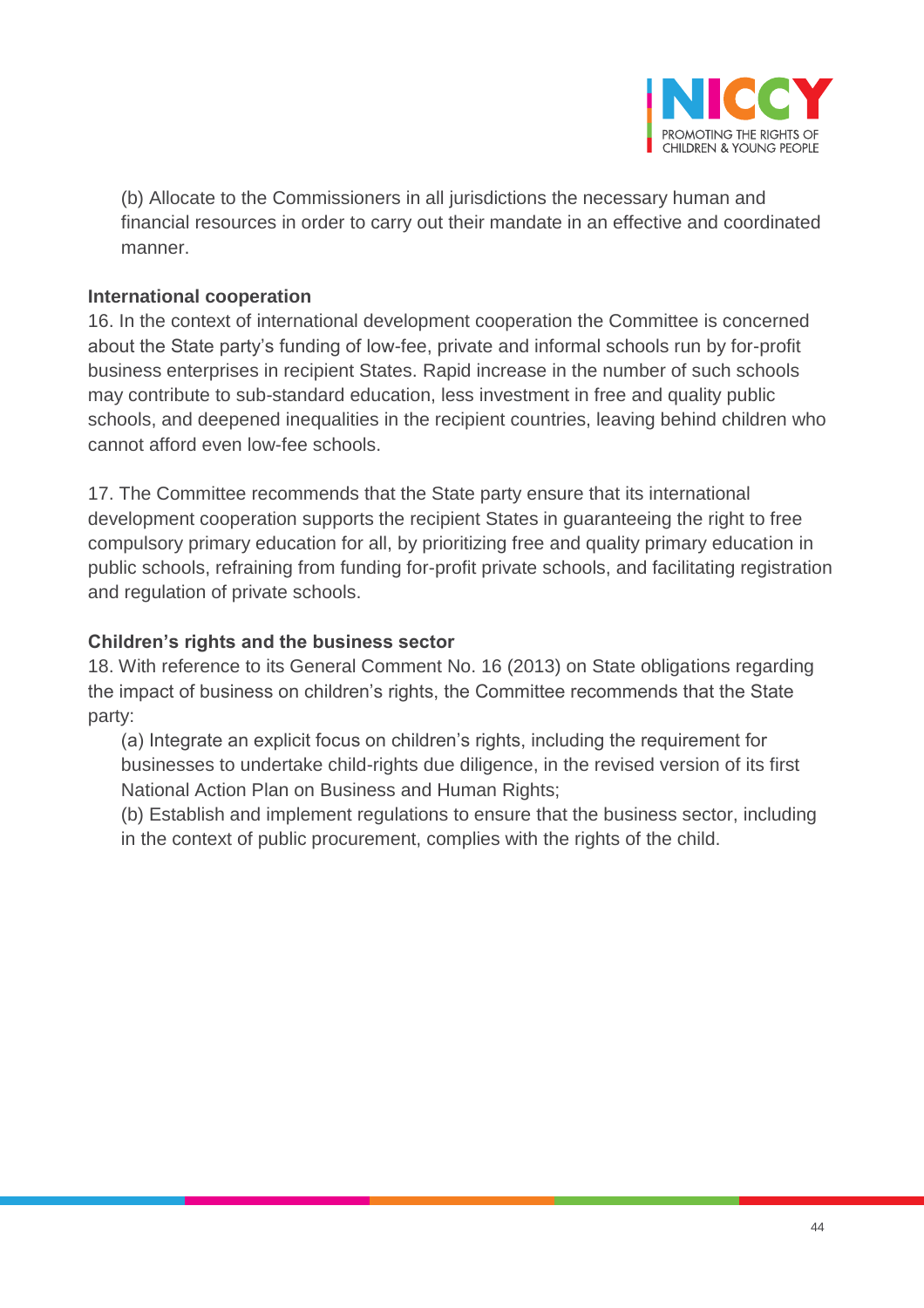(b) Allocate to the Commissioners in all jurisdictions the necessary human and financial resources in order to carry out their mandate in an effective and coordinated manner.

**International cooperation**

16. In the context of international development cooperation the Committee is concerned about the State party's funding of low-fee, private and informal schools run by for-profit business enterprises in recipient States. Rapid increase in the number of such schools may contribute to sub-standard education, less investment in free and quality public schools, and deepened inequalities in the recipient countries, leaving behind children who cannot afford even low-fee schools.

17. The Committee recommends that the State party ensure that its international development cooperation supports the recipient States in guaranteeing the right to free compulsory primary education for all, by prioritizing free and quality primary education in public schools, refraining from funding for-profit private schools, and facilitating registration and regulation of private schools.

**Children's rights and the business sector**

18. With reference to its General Comment No. 16 (2013) on State obligations regarding the impact of business on children's rights, the Committee recommends that the State party:

(a) Integrate an explicit focus on children's rights, including the requirement for businesses to undertake child-rights due diligence, in the revised version of its first National Action Plan on Business and Human Rights;

(b) Establish and implement regulations to ensure that the business sector, including in the context of public procurement, complies with the rights of the child.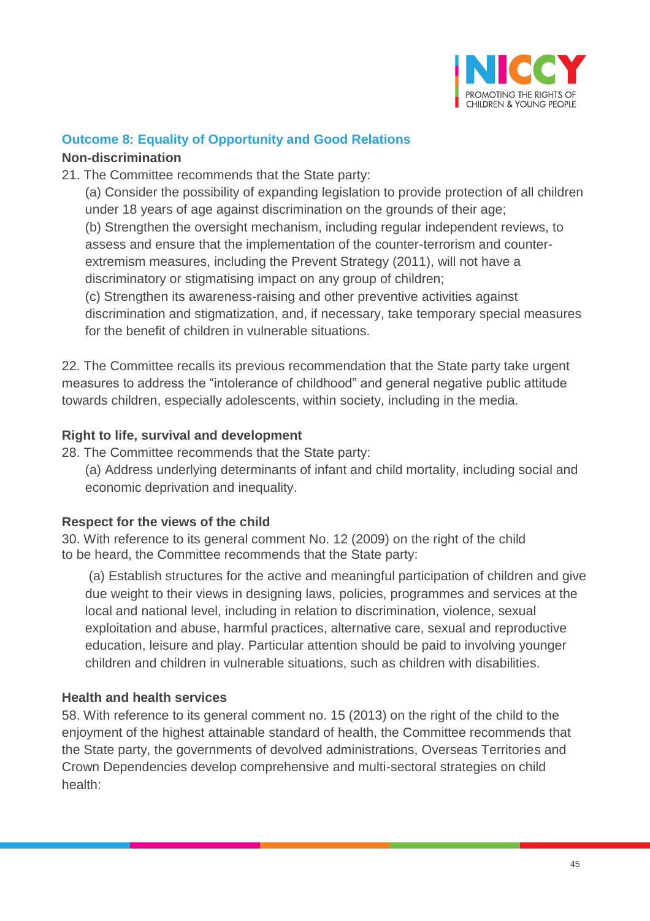### Outcome 8: Equality of Opportunity and Good Relations

**Non-discrimination**

21. The Committee recommends that the State party:

    (a) Consider the possibility of expanding legislation to provide protection of all children under 18 years of age against discrimination on the grounds of their age;

    (b) Strengthen the oversight mechanism, including regular independent reviews, to assess and ensure that the implementation of the counter-terrorism and counter-extremism measures, including the Prevent Strategy (2011), will not have a discriminatory or stigmatising impact on any group of children;

    (c) Strengthen its awareness-raising and other preventive activities against discrimination and stigmatization, and, if necessary, take temporary special measures for the benefit of children in vulnerable situations.

22. The Committee recalls its previous recommendation that the State party take urgent measures to address the "intolerance of childhood" and general negative public attitude towards children, especially adolescents, within society, including in the media.

**Right to life, survival and development**

28. The Committee recommends that the State party:

    (a) Address underlying determinants of infant and child mortality, including social and economic deprivation and inequality.

**Respect for the views of the child**

30. With reference to its general comment No. 12 (2009) on the right of the child to be heard, the Committee recommends that the State party:

    (a) Establish structures for the active and meaningful participation of children and give due weight to their views in designing laws, policies, programmes and services at the local and national level, including in relation to discrimination, violence, sexual exploitation and abuse, harmful practices, alternative care, sexual and reproductive education, leisure and play. Particular attention should be paid to involving younger children and children in vulnerable situations, such as children with disabilities.

**Health and health services**

58. With reference to its general comment no. 15 (2013) on the right of the child to the enjoyment of the highest attainable standard of health, the Committee recommends that the State party, the governments of devolved administrations, Overseas Territories and Crown Dependencies develop comprehensive and multi-sectoral strategies on child health: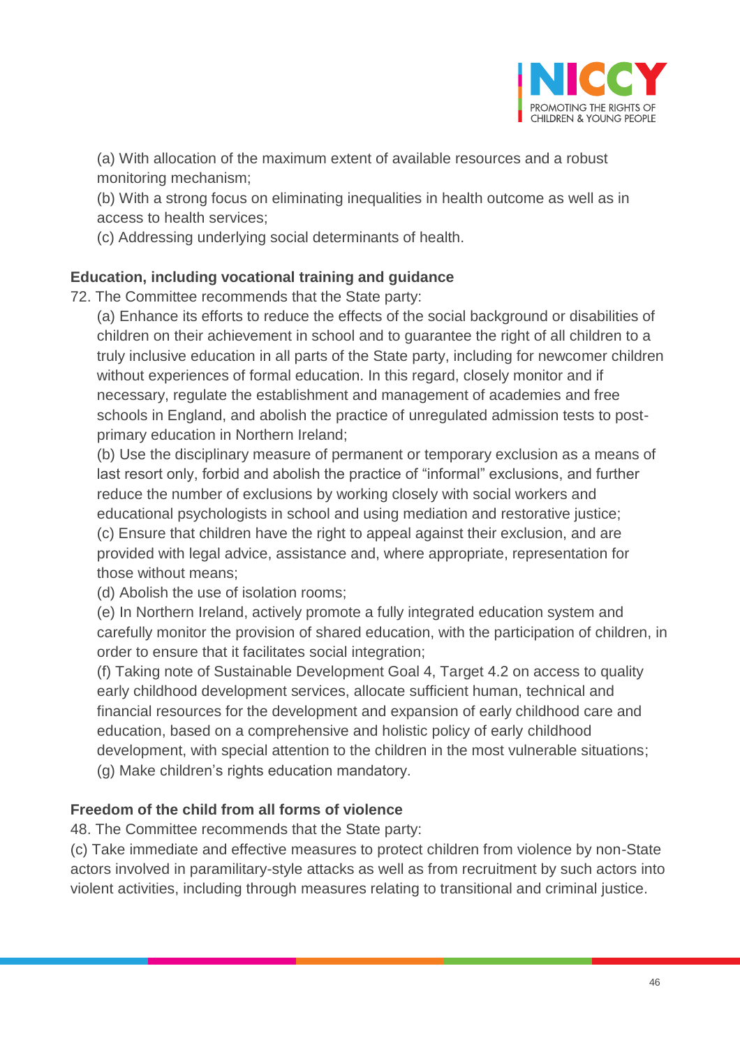(a) With allocation of the maximum extent of available resources and a robust monitoring mechanism;

(b) With a strong focus on eliminating inequalities in health outcome as well as in access to health services;

(c) Addressing underlying social determinants of health.

**Education, including vocational training and guidance**

72. The Committee recommends that the State party:

(a) Enhance its efforts to reduce the effects of the social background or disabilities of children on their achievement in school and to guarantee the right of all children to a truly inclusive education in all parts of the State party, including for newcomer children without experiences of formal education. In this regard, closely monitor and if necessary, regulate the establishment and management of academies and free schools in England, and abolish the practice of unregulated admission tests to post-primary education in Northern Ireland;

(b) Use the disciplinary measure of permanent or temporary exclusion as a means of last resort only, forbid and abolish the practice of "informal" exclusions, and further reduce the number of exclusions by working closely with social workers and educational psychologists in school and using mediation and restorative justice;

(c) Ensure that children have the right to appeal against their exclusion, and are provided with legal advice, assistance and, where appropriate, representation for those without means;

(d) Abolish the use of isolation rooms;

(e) In Northern Ireland, actively promote a fully integrated education system and carefully monitor the provision of shared education, with the participation of children, in order to ensure that it facilitates social integration;

(f) Taking note of Sustainable Development Goal 4, Target 4.2 on access to quality early childhood development services, allocate sufficient human, technical and financial resources for the development and expansion of early childhood care and education, based on a comprehensive and holistic policy of early childhood development, with special attention to the children in the most vulnerable situations;

(g) Make children's rights education mandatory.

**Freedom of the child from all forms of violence**

48. The Committee recommends that the State party:

(c) Take immediate and effective measures to protect children from violence by non-State actors involved in paramilitary-style attacks as well as from recruitment by such actors into violent activities, including through measures relating to transitional and criminal justice.